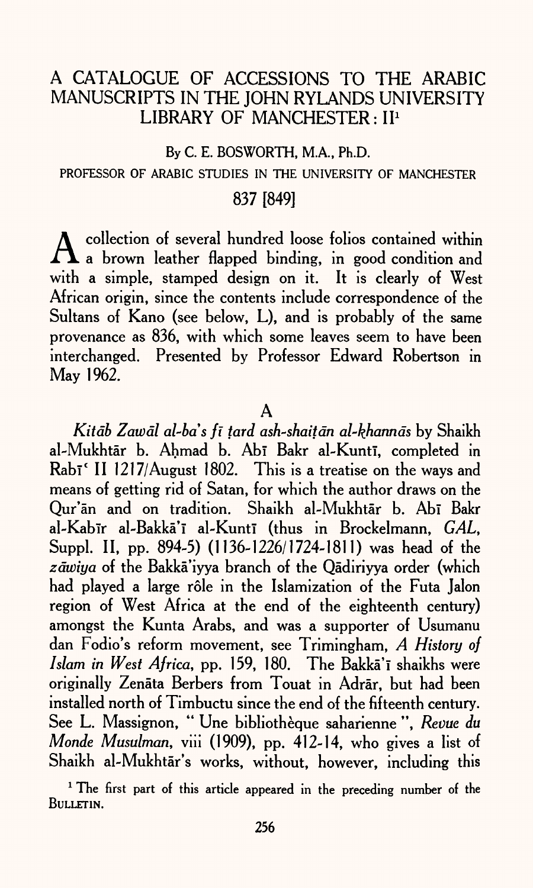# A CATALOGUE OF ACCESSIONS TO THE ARABIC MANUSCRIPTS IN THE JOHN RYLANDS UNIVERSITY LIBRARY OF MANCHESTER: II[1]

By C. E. BOSWORTH, M.A., Ph.D.

PROFESSOR OF ARABIC STUDIES IN THE UNIVERSITY OF MANCHESTER

## 837 [849]

A collection of several hundred loose folios contained within a brown leather flapped binding, in good condition and with a simple, stamped design on it. It is clearly of West African origin, since the contents include correspondence of the Sultans of Kano (see below, L), and is probably of the same provenance as 836, with which some leaves seem to have been interchanged. Presented by Professor Edward Robertson in May 1962.

### A

*Kitāb Zawāl al-ba's fī ṭard ash-shaiṭān al-khannās* by Shaikh al-Mukhtār b. Aḥmad b. Abī Bakr al-Kuntī, completed in Rabīʿ II 1217/August 1802. This is a treatise on the ways and means of getting rid of Satan, for which the author draws on the Qur'ān and on tradition. Shaikh al-Mukhtār b. Abī Bakr al-Kabīr al-Bakkā'ī al-Kuntī (thus in Brockelmann, *GAL*, Suppl. II, pp. 894-5) (1136-1226/1724-1811) was head of the *zāwiya* of the Bakkā'iyya branch of the Qādiriyya order (which had played a large rôle in the Islamization of the Futa Jalon region of West Africa at the end of the eighteenth century) amongst the Kunta Arabs, and was a supporter of Usumanu dan Fodio's reform movement, see Trimingham, *A History of Islam in West Africa*, pp. 159, 180. The Bakkā'ī shaikhs were originally Zenāta Berbers from Touat in Adrār, but had been installed north of Timbuctu since the end of the fifteenth century. See L. Massignon, " Une bibliothèque saharienne ", *Revue du Monde Musulman*, viii (1909), pp. 412-14, who gives a list of Shaikh al-Mukhtār's works, without, however, including this

[1] The first part of this article appeared in the preceding number of the BULLETIN.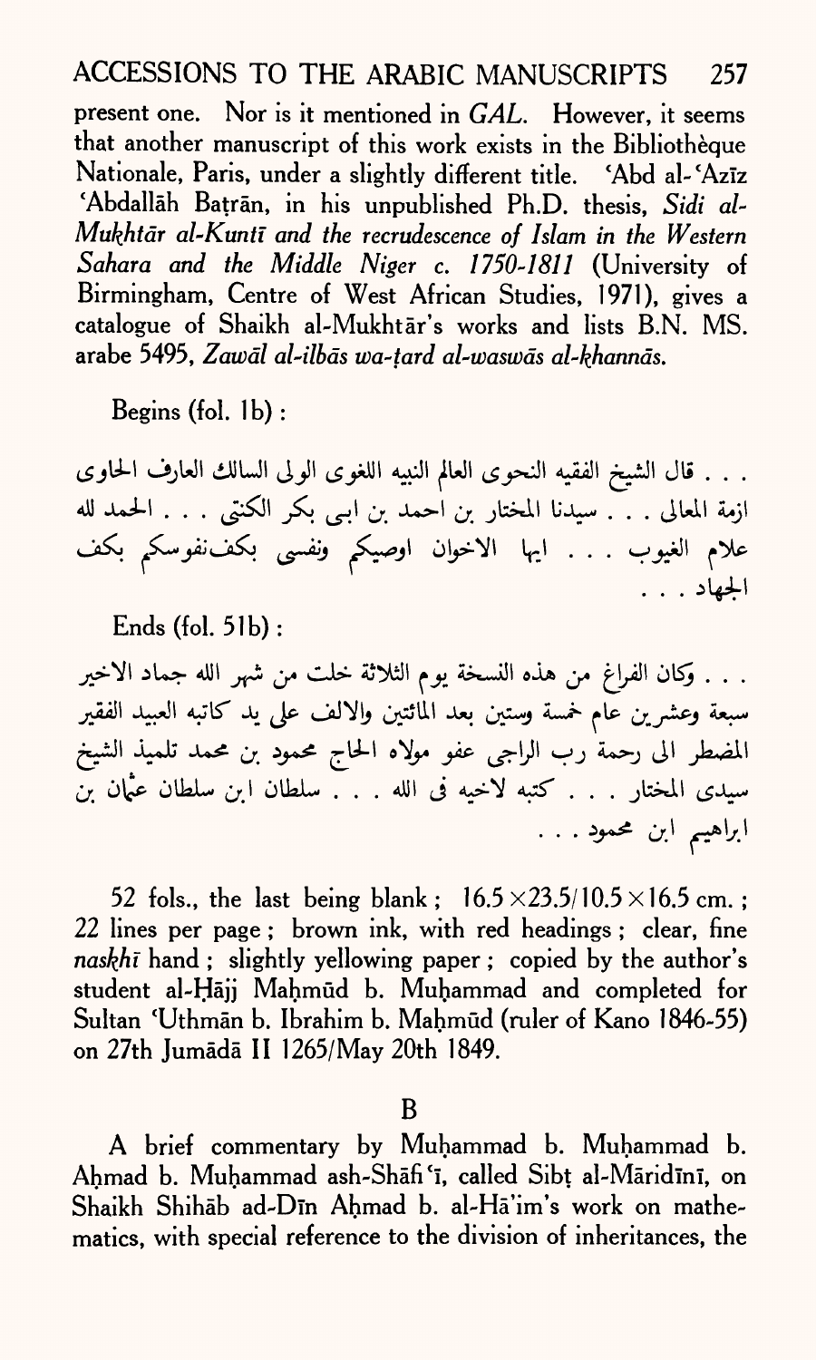present one. Nor is it mentioned in *GAL*. However, it seems that another manuscript of this work exists in the Bibliothèque Nationale, Paris, under a slightly different title. ʿAbd al-ʿAzīz ʿAbdallāh Baṭrān, in his unpublished Ph.D. thesis, *Sidi al-Mukhtār al-Kuntī and the recrudescence of Islam in the Western Sahara and the Middle Niger c. 1750-1811* (University of Birmingham, Centre of West African Studies, 1971), gives a catalogue of Shaikh al-Mukhtār's works and lists B.N. MS. arabe 5495, *Zawāl al-ilbās wa-ṭard al-waswās al-khannās.*

Begins (fol. 1b):

. . . قال الشيخ الفقيه النحوى العالم النبيه اللغوى الولى السالك العارف الحاوى ازمة المعالى . . . سيدنا المختار بن احمد بن ابى بكر الكنتى . . . الحمد لله علام الغيوب . . . ايها الاخوان اوصيكم ونفسى بكف نفوسكم بكف الجهاد . . .

Ends (fol. 51b):

. . . وكان الفراغ من هذه النسخة يوم الثلاثة خلت من شهر الله جماد الاخير سبعة وعشرين عام خمسة وستين بعد المائتين والالف على يد كاتبه العبيد الفقير المضطر الى رحمة رب الراجى عفو مولاه الحاج محمود بن محمد تلميذ الشيخ سيدى المختار . . . كتبه لاخيه فى الله . . . سلطان ابن سلطان عثمان بن ابراهيم ابن محمود . . .

52 fols., the last being blank; 16.5 × 23.5/10.5 × 16.5 cm.; 22 lines per page; brown ink, with red headings; clear, fine *naskhī* hand; slightly yellowing paper; copied by the author's student al-Ḥājj Maḥmūd b. Muḥammad and completed for Sultan ʿUthmān b. Ibrahim b. Maḥmūd (ruler of Kano 1846-55) on 27th Jumādā II 1265/May 20th 1849.

## B

A brief commentary by Muḥammad b. Muḥammad b. Aḥmad b. Muḥammad ash-Shāfiʿī, called Sibṭ al-Māridīnī, on Shaikh Shihāb ad-Dīn Aḥmad b. al-Hāʾim's work on mathematics, with special reference to the division of inheritances, the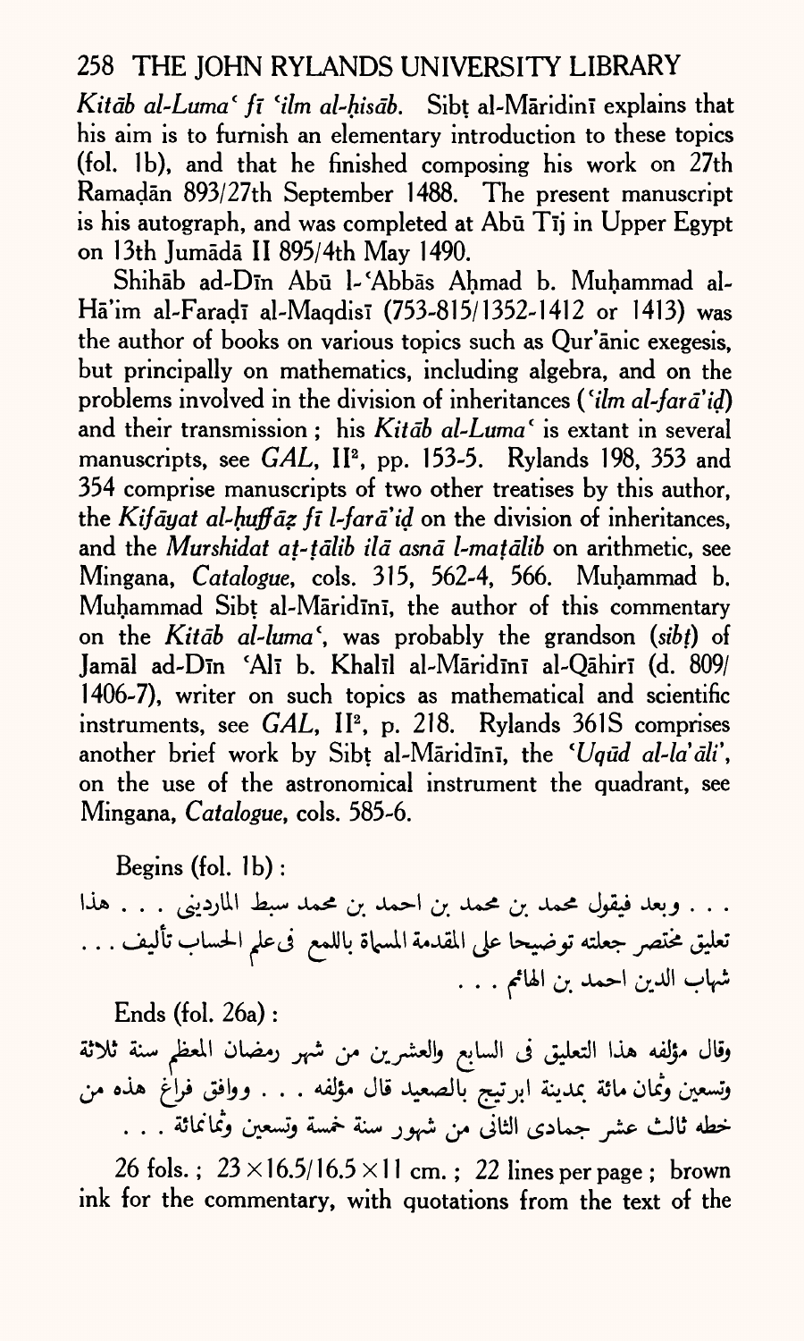*Kitāb al-Luma' fī 'ilm al-ḥisāb*. Sibṭ al-Māridinī explains that his aim is to furnish an elementary introduction to these topics (fol. 1b), and that he finished composing his work on 27th Ramaḍān 893/27th September 1488. The present manuscript is his autograph, and was completed at Abū Tīj in Upper Egypt on 13th Jumādā II 895/4th May 1490.

Shihāb ad-Dīn Abū l-'Abbās Aḥmad b. Muḥammad al-Hā'im al-Faraḍī al-Maqdisī (753-815/1352-1412 or 1413) was the author of books on various topics such as Qur'ānic exegesis, but principally on mathematics, including algebra, and on the problems involved in the division of inheritances (*'ilm al-farā'iḍ*) and their transmission; his *Kitāb al-Luma'* is extant in several manuscripts, see *GAL*, II[2], pp. 153-5. Rylands 198, 353 and 354 comprise manuscripts of two other treatises by this author, the *Kifāyat al-ḥuffāẓ fī l-farā'iḍ* on the division of inheritances, and the *Murshidat aṭ-ṭālib ilā asnā l-maṭālib* on arithmetic, see Mingana, *Catalogue*, cols. 315, 562-4, 566. Muḥammad b. Muḥammad Sibṭ al-Māridīnī, the author of this commentary on the *Kitāb al-luma'*, was probably the grandson (*sibṭ*) of Jamāl ad-Dīn 'Alī b. Khalīl al-Māridīnī al-Qāhirī (d. 809/1406-7), writer on such topics as mathematical and scientific instruments, see *GAL*, II[2], p. 218. Rylands 361S comprises another brief work by Sibṭ al-Māridīnī, the *'Uqūd al-la'āli'*, on the use of the astronomical instrument the quadrant, see Mingana, *Catalogue*, cols. 585-6.

Begins (fol. 1b):

. . . وبعد فيقول محمد بن محمد بن احمد بن محمد سبط الماردينى . . . هذا تعليق مختصر جعلته توضيحا على المقدمة المسماة باللمع فى علم الحساب تأليف . . . شهاب الدين احمد بن الهائم . . .

Ends (fol. 26a):

وقال مؤلفه هذا التعليق فى السابع والعشرين من شهر رمضان المعظم سنة ثلاثة وتسعين وثمان مائة بمدينة ابرتيج بالصعيد قال مؤلفه . . . ووافق فراغ هذه من خطه ثالث عشر جمادى الثانى من شهور سنة خمسة وتسعين وثمانمائة . . .

26 fols.; $23 \times 16.5/16.5 \times 11$ cm.; 22 lines per page; brown ink for the commentary, with quotations from the text of the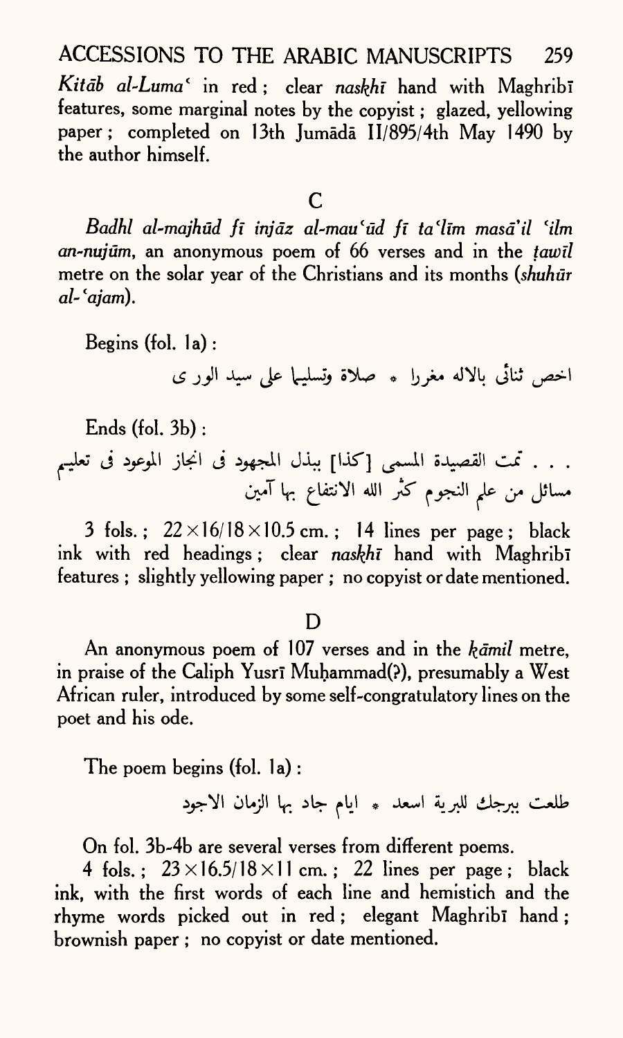*Kitāb al-Luma'* in red; clear *naskhī* hand with Maghribī features, some marginal notes by the copyist; glazed, yellowing paper; completed on 13th Jumādā II/895/4th May 1490 by the author himself.

## C

*Badhl al-majhūd fī injāz al-mau'ūd fī ta'līm masā'il 'ilm an-nujūm*, an anonymous poem of 66 verses and in the *ṭawīl* metre on the solar year of the Christians and its months (*shuhūr al-'ajam*).

Begins (fol. 1a):

اخص ثنائى بالاله مغررا * صلاة وتسليما على سيد الورى

Ends (fol. 3b):

. . . تمت القصيدة المسمى [كذا] ببذل المجهود فى انجاز الموعود فى تعليم مسائل من علم النجوم كثر الله الانتفاع بها آمين

3 fols.; 22×16/18×10.5 cm.; 14 lines per page; black ink with red headings; clear *naskhī* hand with Maghribī features; slightly yellowing paper; no copyist or date mentioned.

## D

An anonymous poem of 107 verses and in the *kāmil* metre, in praise of the Caliph Yusrī Muḥammad(?), presumably a West African ruler, introduced by some self-congratulatory lines on the poet and his ode.

The poem begins (fol. 1a):

طلعت ببرجك للبرية اسعد * ايام جاد بها الزمان الاجود

On fol. 3b-4b are several verses from different poems.

4 fols.; 23×16.5/18×11 cm.; 22 lines per page; black ink, with the first words of each line and hemistich and the rhyme words picked out in red; elegant Maghribī hand; brownish paper; no copyist or date mentioned.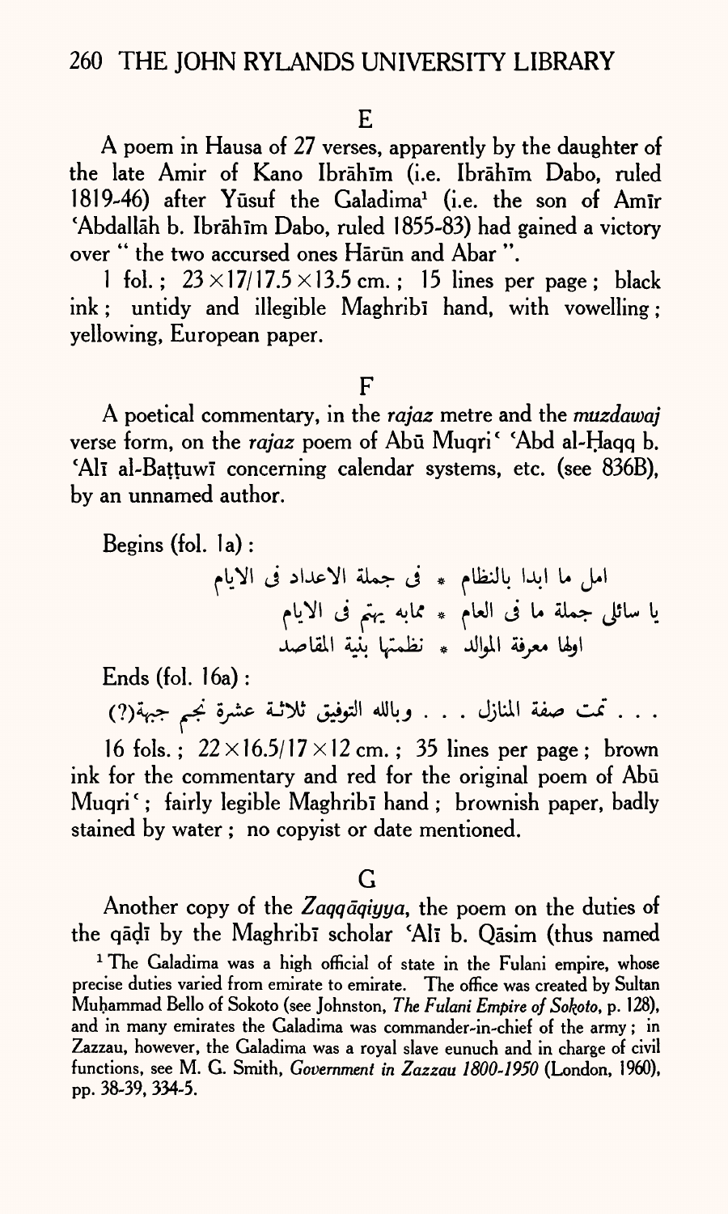### E

A poem in Hausa of 27 verses, apparently by the daughter of the late Amir of Kano Ibrāhīm (i.e. Ibrāhīm Dabo, ruled 1819-46) after Yūsuf the Galadima[1] (i.e. the son of Amīr ʿAbdallāh b. Ibrāhīm Dabo, ruled 1855-83) had gained a victory over " the two accursed ones Hārūn and Abar ".

1 fol.; 23 × 17/17.5 × 13.5 cm.; 15 lines per page; black ink; untidy and illegible Maghribī hand, with vowelling; yellowing, European paper.

### F

A poetical commentary, in the *rajaz* metre and the *muzdawaj* verse form, on the *rajaz* poem of Abū Muqriʿ ʿAbd al-Ḥaqq b. ʿAlī al-Baṭṭuwī concerning calendar systems, etc. (see 836B), by an unnamed author.

Begins (fol. 1a):

امل ما ابدا بالنظام * فى جملة الاعداد فى الايام
يا سائلى جملة ما فى العام * ممابه يهتم فى الايام
اولها معرفة الموالد * نظمتها بنية المقاصد

Ends (fol. 16a):

. . . تمت صفة المنازل . . . وبالله التوفيق ثلاثة عشرة نجم جبهة(؟)

16 fols.; 22 × 16.5/17 × 12 cm.; 35 lines per page; brown ink for the commentary and red for the original poem of Abū Muqriʿ; fairly legible Maghribī hand; brownish paper, badly stained by water; no copyist or date mentioned.

### G

Another copy of the *Zaqqāqiyya*, the poem on the duties of the qāḍī by the Maghribī scholar ʿAlī b. Qāsim (thus named

[1] The Galadima was a high official of state in the Fulani empire, whose precise duties varied from emirate to emirate. The office was created by Sultan Muḥammad Bello of Sokoto (see Johnston, *The Fulani Empire of Sokoto*, p. 128), and in many emirates the Galadima was commander-in-chief of the army; in Zazzau, however, the Galadima was a royal slave eunuch and in charge of civil functions, see M. G. Smith, *Government in Zazzau 1800-1950* (London, 1960), pp. 38-39, 334-5.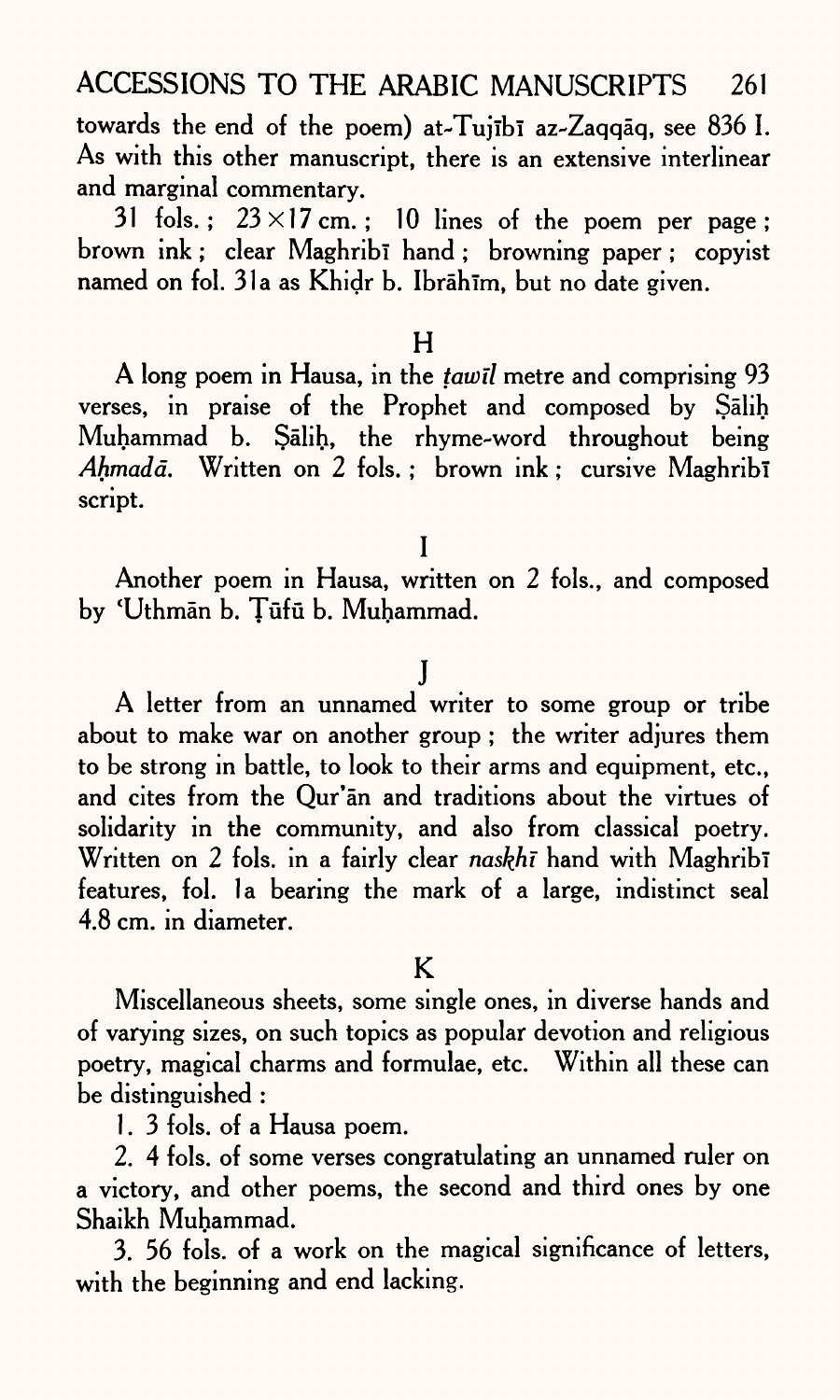towards the end of the poem) at-Tujībī az-Zaqqāq, see 836 I. As with this other manuscript, there is an extensive interlinear and marginal commentary.

31 fols.; 23×17 cm.; 10 lines of the poem per page; brown ink; clear Maghribī hand; browning paper; copyist named on fol. 31a as Khiḍr b. Ibrāhīm, but no date given.

### H

A long poem in Hausa, in the *ṭawīl* metre and comprising 93 verses, in praise of the Prophet and composed by Ṣāliḥ Muḥammad b. Ṣāliḥ, the rhyme-word throughout being *Aḥmadā*. Written on 2 fols.; brown ink; cursive Maghribī script.

### I

Another poem in Hausa, written on 2 fols., and composed by ʿUthmān b. Ṭūfū b. Muḥammad.

### J

A letter from an unnamed writer to some group or tribe about to make war on another group; the writer adjures them to be strong in battle, to look to their arms and equipment, etc., and cites from the Qur'ān and traditions about the virtues of solidarity in the community, and also from classical poetry. Written on 2 fols. in a fairly clear *naskhī* hand with Maghribī features, fol. 1a bearing the mark of a large, indistinct seal 4.8 cm. in diameter.

### K

Miscellaneous sheets, some single ones, in diverse hands and of varying sizes, on such topics as popular devotion and religious poetry, magical charms and formulae, etc. Within all these can be distinguished:

1. 3 fols. of a Hausa poem.
2. 4 fols. of some verses congratulating an unnamed ruler on a victory, and other poems, the second and third ones by one Shaikh Muḥammad.
3. 56 fols. of a work on the magical significance of letters, with the beginning and end lacking.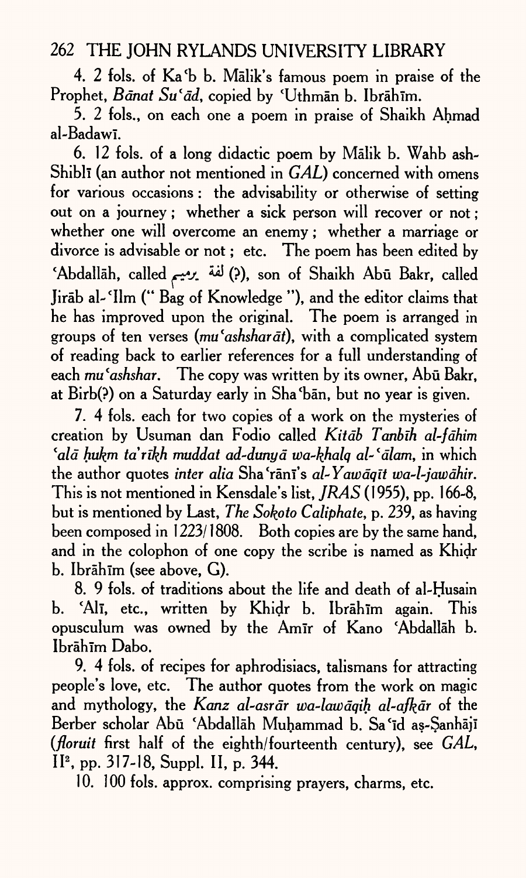4. 2 fols. of Kaʿb b. Mālik's famous poem in praise of the Prophet, *Bānat Suʿād*, copied by ʿUthmān b. Ibrāhīm.

5. 2 fols., on each one a poem in praise of Shaikh Aḥmad al-Badawī.

6. 12 fols. of a long didactic poem by Mālik b. Wahb ash-Shiblī (an author not mentioned in *GAL*) concerned with omens for various occasions: the advisability or otherwise of setting out on a journey; whether a sick person will recover or not; whether one will overcome an enemy; whether a marriage or divorce is advisable or not; etc. The poem has been edited by ʿAbdallāh, called لقة برعيم (?), son of Shaikh Abū Bakr, called Jirāb al-ʿIlm ("Bag of Knowledge"), and the editor claims that he has improved upon the original. The poem is arranged in groups of ten verses (*muʿashsharāt*), with a complicated system of reading back to earlier references for a full understanding of each *muʿashshar*. The copy was written by its owner, Abū Bakr, at Birb(?) on a Saturday early in Shaʿbān, but no year is given.

7. 4 fols. each for two copies of a work on the mysteries of creation by Usuman dan Fodio called *Kitāb Tanbīh al-fāhim ʿalā ḥukm taʾrīkh muddat ad-dunyā wa-khalq al-ʿālam*, in which the author quotes *inter alia* Shaʿrānī's *al-Yawāqīt wa-l-jawāhir*. This is not mentioned in Kensdale's list, *JRAS* (1955), pp. 166-8, but is mentioned by Last, *The Sokoto Caliphate*, p. 239, as having been composed in 1223/1808. Both copies are by the same hand, and in the colophon of one copy the scribe is named as Khiḍr b. Ibrāhīm (see above, G).

8. 9 fols. of traditions about the life and death of al-Ḥusain b. ʿAlī, etc., written by Khiḍr b. Ibrāhīm again. This opusculum was owned by the Amīr of Kano ʿAbdallāh b. Ibrāhīm Dabo.

9. 4 fols. of recipes for aphrodisiacs, talismans for attracting people's love, etc. The author quotes from the work on magic and mythology, the *Kanz al-asrār wa-lawāqiḥ al-afkār* of the Berber scholar Abū ʿAbdallāh Muḥammad b. Saʿīd aṣ-Ṣanhājī (*floruit* first half of the eighth/fourteenth century), see *GAL*, II[2], pp. 317-18, Suppl. II, p. 344.

10. 100 fols. approx. comprising prayers, charms, etc.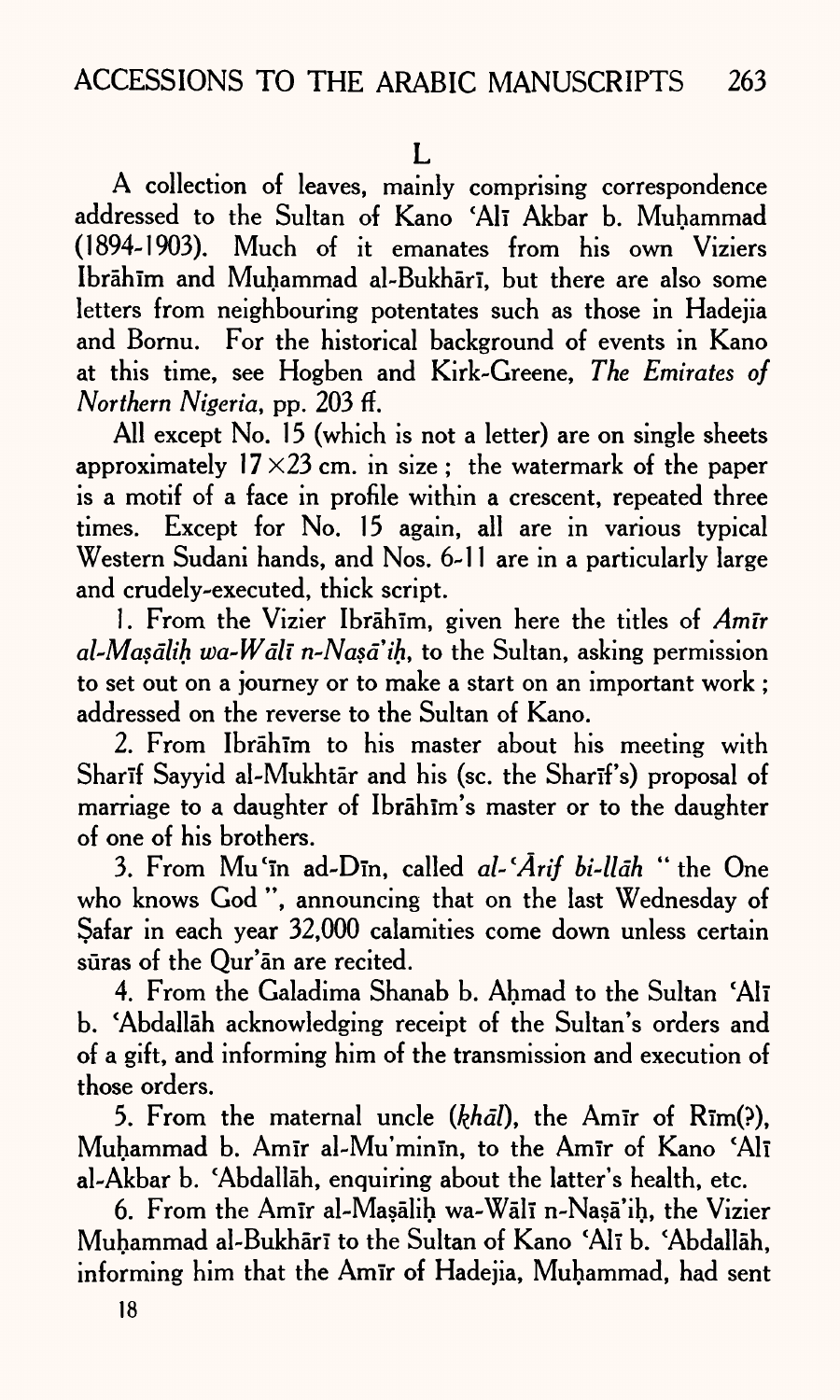L

A collection of leaves, mainly comprising correspondence addressed to the Sultan of Kano ʿAlī Akbar b. Muḥammad (1894-1903). Much of it emanates from his own Viziers Ibrāhīm and Muḥammad al-Bukhārī, but there are also some letters from neighbouring potentates such as those in Hadejia and Bornu. For the historical background of events in Kano at this time, see Hogben and Kirk-Greene, *The Emirates of Northern Nigeria*, pp. 203 ff.

All except No. 15 (which is not a letter) are on single sheets approximately 17×23 cm. in size; the watermark of the paper is a motif of a face in profile within a crescent, repeated three times. Except for No. 15 again, all are in various typical Western Sudani hands, and Nos. 6-11 are in a particularly large and crudely-executed, thick script.

1. From the Vizier Ibrāhīm, given here the titles of *Amīr al-Maṣāliḥ wa-Wālī n-Naṣā'iḥ*, to the Sultan, asking permission to set out on a journey or to make a start on an important work; addressed on the reverse to the Sultan of Kano.

2. From Ibrāhīm to his master about his meeting with Sharīf Sayyid al-Mukhtār and his (sc. the Sharīf's) proposal of marriage to a daughter of Ibrāhīm's master or to the daughter of one of his brothers.

3. From Muʿīn ad-Dīn, called *al-ʿĀrif bi-llāh* "the One who knows God", announcing that on the last Wednesday of Ṣafar in each year 32,000 calamities come down unless certain sūras of the Qur'ān are recited.

4. From the Galadima Shanab b. Aḥmad to the Sultan ʿAlī b. ʿAbdallāh acknowledging receipt of the Sultan's orders and of a gift, and informing him of the transmission and execution of those orders.

5. From the maternal uncle (*khāl*), the Amīr of Rīm(?), Muḥammad b. Amīr al-Mu'minīn, to the Amīr of Kano ʿAlī al-Akbar b. ʿAbdallāh, enquiring about the latter's health, etc.

6. From the Amīr al-Maṣāliḥ wa-Wālī n-Naṣā'iḥ, the Vizier Muḥammad al-Bukhārī to the Sultan of Kano ʿAlī b. ʿAbdallāh, informing him that the Amīr of Hadejia, Muḥammad, had sent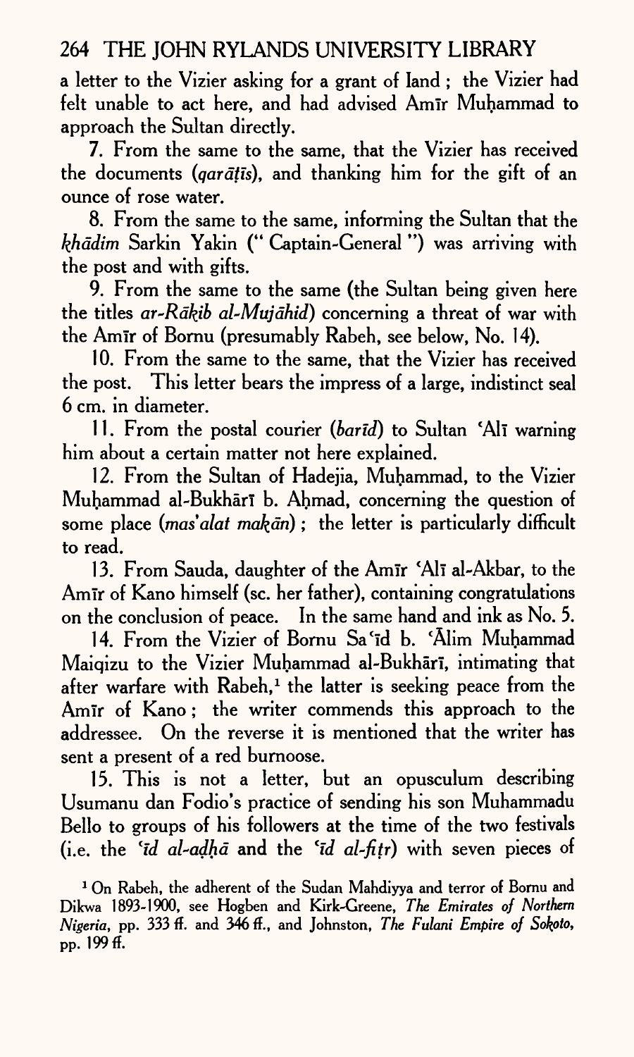a letter to the Vizier asking for a grant of land ; the Vizier had felt unable to act here, and had advised Amīr Muḥammad to approach the Sultan directly.

7. From the same to the same, that the Vizier has received the documents (*qarāṭīs*), and thanking him for the gift of an ounce of rose water.

8. From the same to the same, informing the Sultan that the *khādim* Sarkin Yakin (" Captain-General ") was arriving with the post and with gifts.

9. From the same to the same (the Sultan being given here the titles *ar-Rākib al-Mujāhid*) concerning a threat of war with the Amīr of Bornu (presumably Rabeh, see below, No. 14).

10. From the same to the same, that the Vizier has received the post. This letter bears the impress of a large, indistinct seal 6 cm. in diameter.

11. From the postal courier (*barīd*) to Sultan ʿAlī warning him about a certain matter not here explained.

12. From the Sultan of Hadejia, Muḥammad, to the Vizier Muḥammad al-Bukhārī b. Aḥmad, concerning the question of some place (*mas'alat makān*) ; the letter is particularly difficult to read.

13. From Sauda, daughter of the Amīr ʿAlī al-Akbar, to the Amīr of Kano himself (sc. her father), containing congratulations on the conclusion of peace. In the same hand and ink as No. 5.

14. From the Vizier of Bornu Saʿīd b. ʿĀlim Muḥammad Maiqizu to the Vizier Muḥammad al-Bukhārī, intimating that after warfare with Rabeh,[1] the latter is seeking peace from the Amīr of Kano ; the writer commends this approach to the addressee. On the reverse it is mentioned that the writer has sent a present of a red burnoose.

15. This is not a letter, but an opusculum describing Usumanu dan Fodio's practice of sending his son Muhammadu Bello to groups of his followers at the time of the two festivals (i.e. the *ʿīd al-aḍḥā* and the *ʿīd al-fiṭr*) with seven pieces of

[1] On Rabeh, the adherent of the Sudan Mahdiyya and terror of Bornu and Dikwa 1893-1900, see Hogben and Kirk-Greene, *The Emirates of Northern Nigeria*, pp. 333 ff. and 346 ff., and Johnston, *The Fulani Empire of Sokoto*, pp. 199 ff.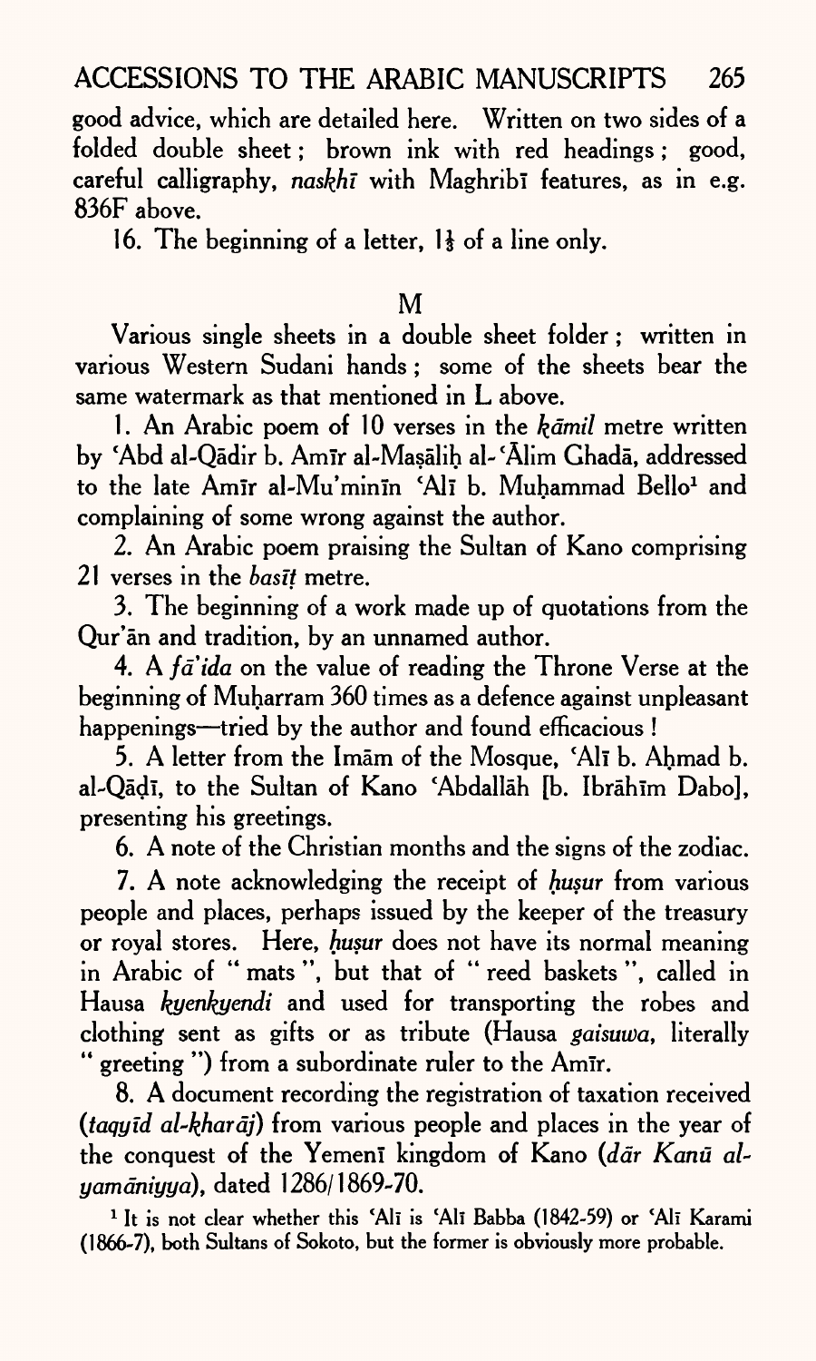good advice, which are detailed here. Written on two sides of a folded double sheet; brown ink with red headings; good, careful calligraphy, *naskhī* with Maghribī features, as in e.g. 836F above.

16. The beginning of a letter, 1⅓ of a line only.

## M

Various single sheets in a double sheet folder; written in various Western Sudani hands; some of the sheets bear the same watermark as that mentioned in L above.

1. An Arabic poem of 10 verses in the *kāmil* metre written by ʿAbd al-Qādir b. Amīr al-Maṣāliḥ al-ʿĀlim Ghadā, addressed to the late Amīr al-Mu'minīn ʿAlī b. Muḥammad Bello[1] and complaining of some wrong against the author.

2. An Arabic poem praising the Sultan of Kano comprising 21 verses in the *basīṭ* metre.

3. The beginning of a work made up of quotations from the Qur'ān and tradition, by an unnamed author.

4. A *fā'ida* on the value of reading the Throne Verse at the beginning of Muḥarram 360 times as a defence against unpleasant happenings—tried by the author and found efficacious!

5. A letter from the Imām of the Mosque, ʿAlī b. Aḥmad b. al-Qāḍī, to the Sultan of Kano ʿAbdallāh [b. Ibrāhīm Dabo], presenting his greetings.

6. A note of the Christian months and the signs of the zodiac.

7. A note acknowledging the receipt of *ḥuṣur* from various people and places, perhaps issued by the keeper of the treasury or royal stores. Here, *ḥuṣur* does not have its normal meaning in Arabic of "mats", but that of "reed baskets", called in Hausa *kyenkyendi* and used for transporting the robes and clothing sent as gifts or as tribute (Hausa *gaisuwa*, literally "greeting") from a subordinate ruler to the Amīr.

8. A document recording the registration of taxation received (*taqyīd al-kharāj*) from various people and places in the year of the conquest of the Yemenī kingdom of Kano (*dār Kanū al-yamāniyya*), dated 1286/1869-70.

[1] It is not clear whether this ʿAlī is ʿAlī Babba (1842-59) or ʿAlī Karami (1866-7), both Sultans of Sokoto, but the former is obviously more probable.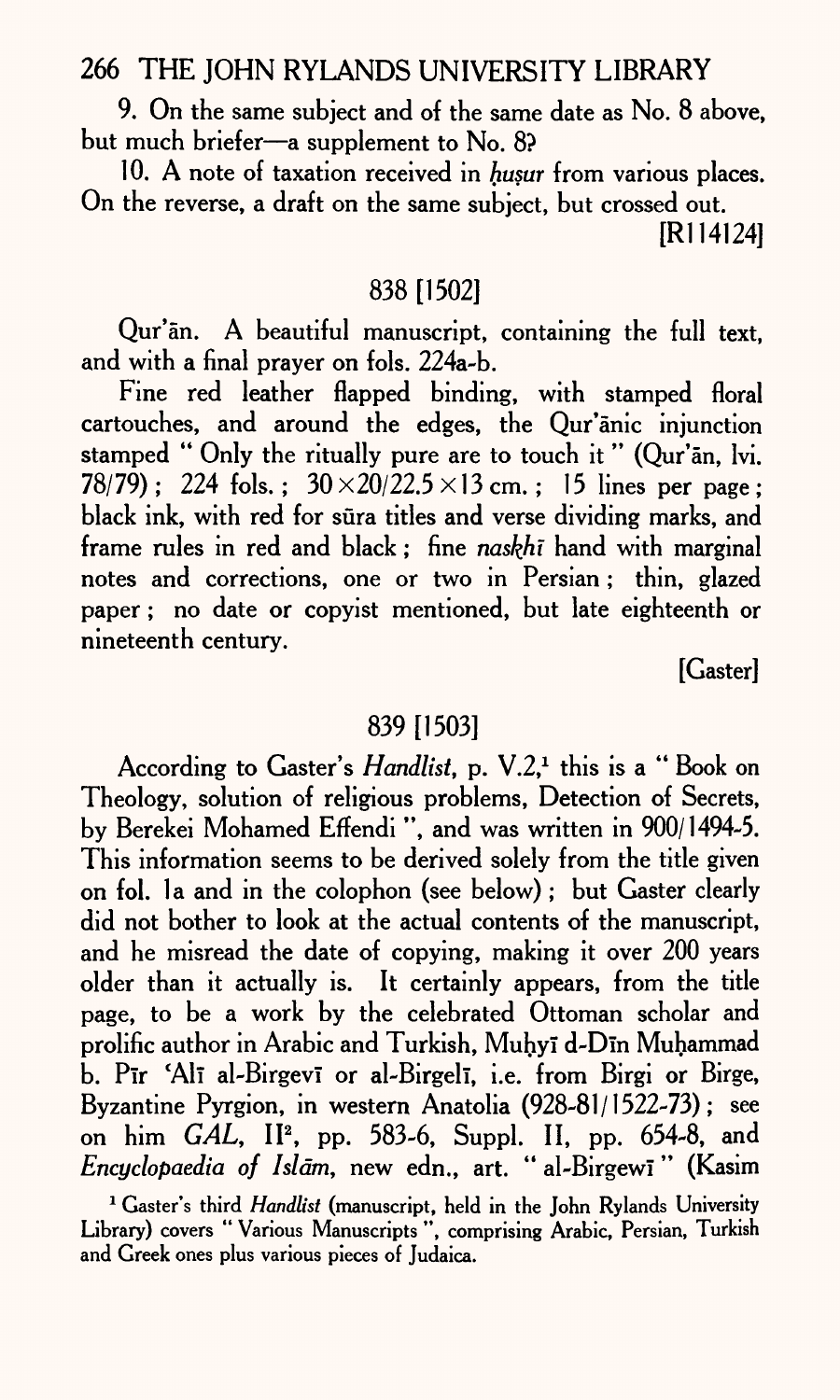9. On the same subject and of the same date as No. 8 above, but much briefer—a supplement to No. 8?

10. A note of taxation received in *ḥuṣur* from various places. On the reverse, a draft on the same subject, but crossed out.

[R114124]

## 838 [1502]

Qur'ān. A beautiful manuscript, containing the full text, and with a final prayer on fols. 224a-b.

Fine red leather flapped binding, with stamped floral cartouches, and around the edges, the Qur'ānic injunction stamped " Only the ritually pure are to touch it " (Qur'ān, lvi. 78/79) ; 224 fols. ; 30×20/22.5×13 cm. ; 15 lines per page ; black ink, with red for sūra titles and verse dividing marks, and frame rules in red and black ; fine *naskhī* hand with marginal notes and corrections, one or two in Persian ; thin, glazed paper ; no date or copyist mentioned, but late eighteenth or nineteenth century.

[Gaster]

## 839 [1503]

According to Gaster's *Handlist*, p. V.2,[1] this is a " Book on Theology, solution of religious problems, Detection of Secrets, by Berekei Mohamed Effendi ", and was written in 900/1494-5. This information seems to be derived solely from the title given on fol. 1a and in the colophon (see below) ; but Gaster clearly did not bother to look at the actual contents of the manuscript, and he misread the date of copying, making it over 200 years older than it actually is. It certainly appears, from the title page, to be a work by the celebrated Ottoman scholar and prolific author in Arabic and Turkish, Muḥyī d-Dīn Muḥammad b. Pīr 'Alī al-Birgevī or al-Birgelī, i.e. from Birgi or Birge, Byzantine Pyrgion, in western Anatolia (928-81/1522-73) ; see on him *GAL*, II², pp. 583-6, Suppl. II, pp. 654-8, and *Encyclopaedia of Islām*, new edn., art. " al-Birgewī " (Kasim

[1] Gaster's third *Handlist* (manuscript, held in the John Rylands University Library) covers " Various Manuscripts ", comprising Arabic, Persian, Turkish and Greek ones plus various pieces of Judaica.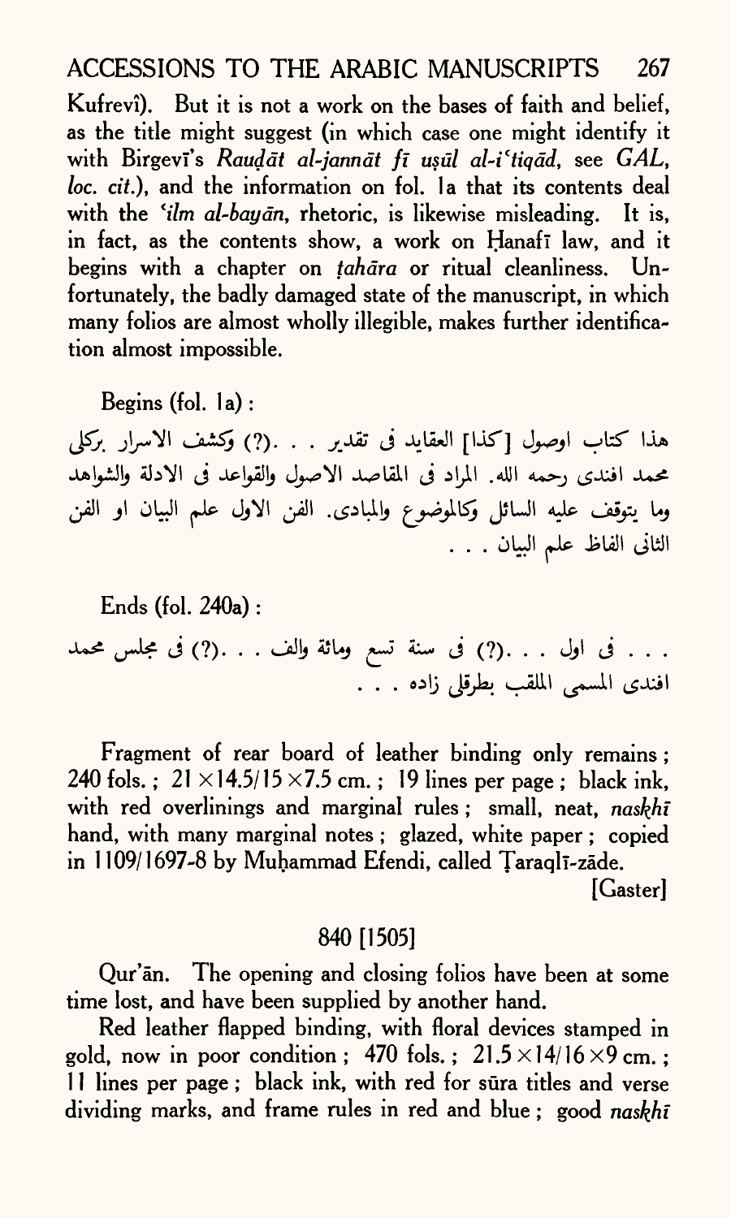Kufrevî). But it is not a work on the bases of faith and belief, as the title might suggest (in which case one might identify it with Birgevī's *Rauḍāt al-jannāt fī uṣūl al-iʿtiqād*, see *GAL*, *loc. cit.*), and the information on fol. 1a that its contents deal with the *ʿilm al-bayān*, rhetoric, is likewise misleading. It is, in fact, as the contents show, a work on Ḥanafī law, and it begins with a chapter on *ṭahāra* or ritual cleanliness. Unfortunately, the badly damaged state of the manuscript, in which many folios are almost wholly illegible, makes further identification almost impossible.

Begins (fol. 1a):

هذا كتاب اوصول [كذا] العقايد فى تقدير . . .(?) وكشف الاسرار بركلى محمد افندى رحمه الله. المراد فى المقاصد الاصول والقواعد فى الادلة والشواهد وما يتوقف عليه السائل وكالموضوع والمبادى. الفن الاول علم البيان او الفن الثانى الفاظ علم البيان . . .

Ends (fol. 240a):

. . . فى اول . . .(?) فى سنة تسع ومائة والف . . .(?) فى مجلس محمد افندى المسمى الملقب بطرقلى زاده . . .

Fragment of rear board of leather binding only remains; 240 fols.; 21 × 14.5/15 × 7.5 cm.; 19 lines per page; black ink, with red overlinings and marginal rules; small, neat, *naskhī* hand, with many marginal notes; glazed, white paper; copied in 1109/1697-8 by Muḥammad Efendi, called Ṭaraqlī-zāde.

[Gaster]

## 840 [1505]

Qur'ān. The opening and closing folios have been at some time lost, and have been supplied by another hand.

Red leather flapped binding, with floral devices stamped in gold, now in poor condition; 470 fols.; 21.5 × 14/16 × 9 cm.; 11 lines per page; black ink, with red for sūra titles and verse dividing marks, and frame rules in red and blue; good *naskhī*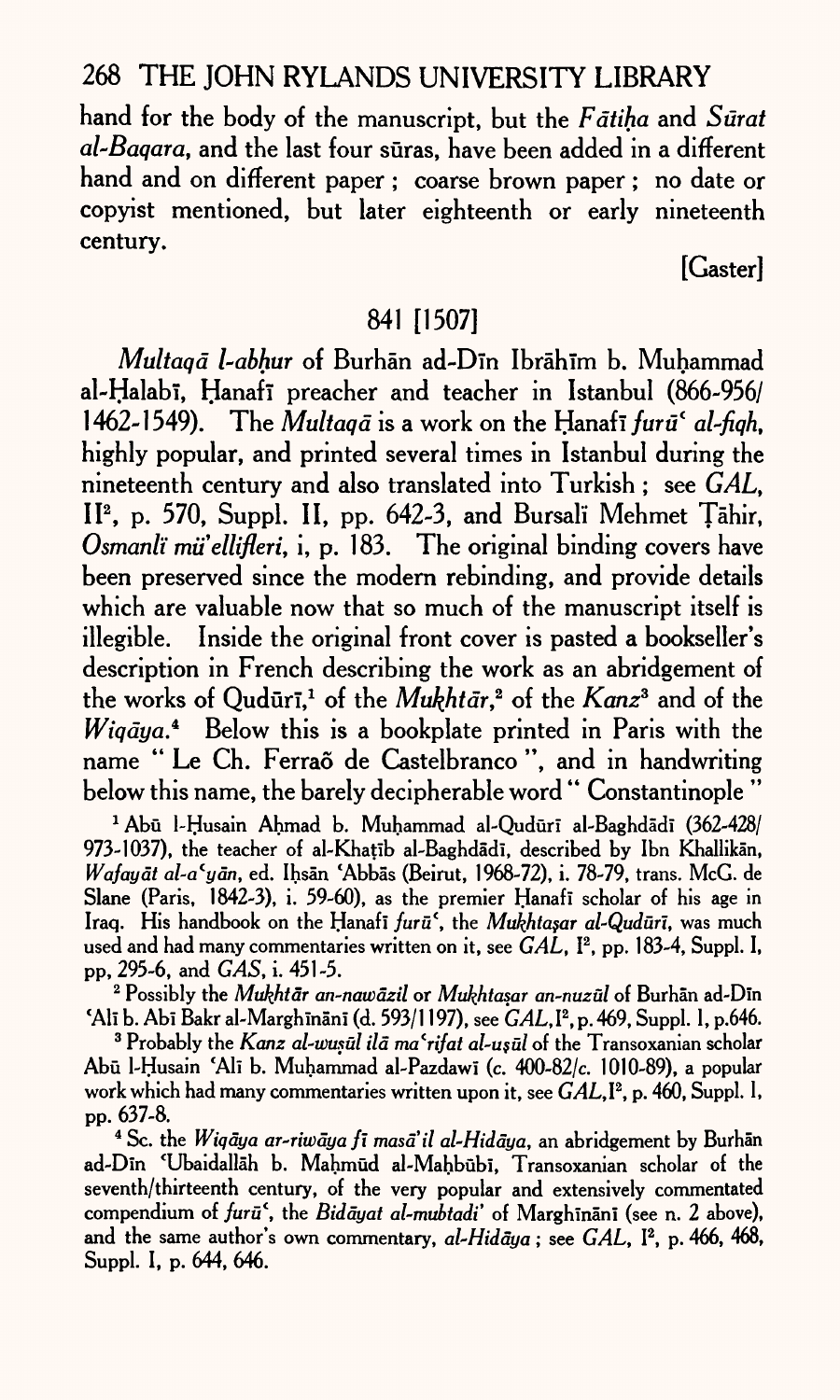hand for the body of the manuscript, but the *Fātiḥa* and *Sūrat al-Baqara*, and the last four sūras, have been added in a different hand and on different paper ; coarse brown paper ; no date or copyist mentioned, but later eighteenth or early nineteenth century.

[Gaster]

## 841 [1507]

*Multaqā l-abḥur* of Burhān ad-Dīn Ibrāhīm b. Muḥammad al-Ḥalabī, Ḥanafī preacher and teacher in Istanbul (866-956/ 1462-1549). The *Multaqā* is a work on the Ḥanafī *furū' al-fiqh*, highly popular, and printed several times in Istanbul during the nineteenth century and also translated into Turkish ; see *GAL*, II², p. 570, Suppl. II, pp. 642-3, and Bursalï Mehmet Ṭāhir, *Osmanlï mü'ellifleri*, i, p. 183. The original binding covers have been preserved since the modern rebinding, and provide details which are valuable now that so much of the manuscript itself is illegible. Inside the original front cover is pasted a bookseller's description in French describing the work as an abridgement of the works of Qudūrī,[1] of the *Mukhtār*,[2] of the *Kanz*[3] and of the *Wiqāya*.[4] Below this is a bookplate printed in Paris with the name " Le Ch. Ferraõ de Castelbranco ", and in handwriting below this name, the barely decipherable word " Constantinople "

[1] Abū l-Ḥusain Aḥmad b. Muḥammad al-Qudūrī al-Baghdādī (362-428/ 973-1037), the teacher of al-Khaṭīb al-Baghdādī, described by Ibn Khallikān, *Wafayāt al-a'yān*, ed. Iḥsān 'Abbās (Beirut, 1968-72), i. 78-79, trans. McG. de Slane (Paris, 1842-3), i. 59-60), as the premier Ḥanafī scholar of his age in Iraq. His handbook on the Ḥanafī *furū'*, the *Mukhtaṣar al-Qudūrī*, was much used and had many commentaries written on it, see *GAL*, I², pp. 183-4, Suppl. I, pp, 295-6, and *GAS*, i. 451-5.

[2] Possibly the *Mukhtār an-nawāzil* or *Mukhtaṣar an-nuzūl* of Burhān ad-Dīn 'Alī b. Abī Bakr al-Marghīnānī (d. 593/1197), see *GAL*, I², p. 469, Suppl. 1, p.646.

[3] Probably the *Kanz al-wuṣūl ilā ma'rifat al-uṣūl* of the Transoxanian scholar Abū l-Ḥusain 'Alī b. Muḥammad al-Pazdawī (c. 400-82/c. 1010-89), a popular work which had many commentaries written upon it, see *GAL*, I², p. 460, Suppl. 1, pp. 637-8.

[4] Sc. the *Wiqāya ar-riwāya fī masā'il al-Hidāya*, an abridgement by Burhān ad-Dīn 'Ubaidallāh b. Maḥmūd al-Maḥbūbī, Transoxanian scholar of the seventh/thirteenth century, of the very popular and extensively commentated compendium of *furū'*, the *Bidāyat al-mubtadi'* of Marghīnānī (see n. 2 above), and the same author's own commentary, *al-Hidāya* ; see *GAL*, I², p. 466, 468, Suppl. I, p. 644, 646.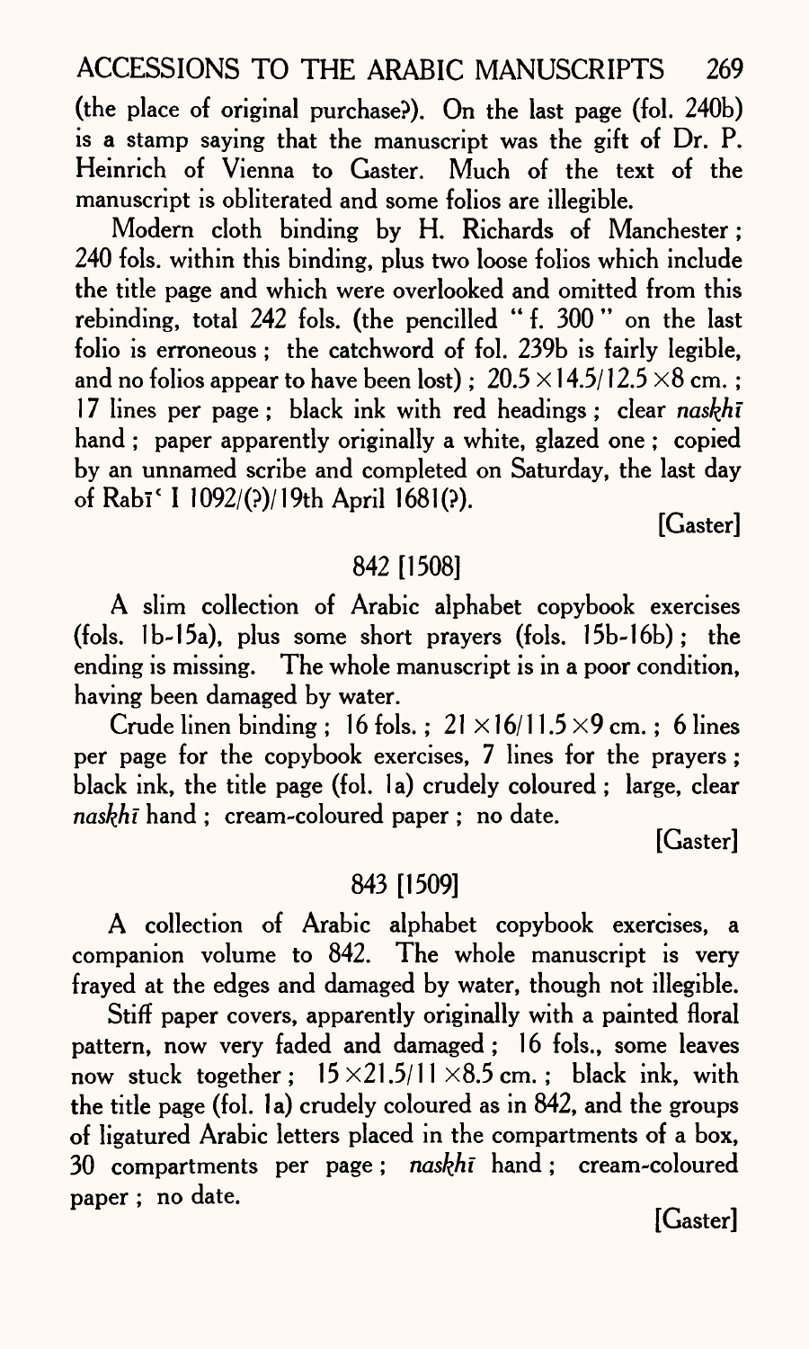(the place of original purchase?). On the last page (fol. 240b) is a stamp saying that the manuscript was the gift of Dr. P. Heinrich of Vienna to Gaster. Much of the text of the manuscript is obliterated and some folios are illegible.

Modern cloth binding by H. Richards of Manchester; 240 fols. within this binding, plus two loose folios which include the title page and which were overlooked and omitted from this rebinding, total 242 fols. (the pencilled "f. 300" on the last folio is erroneous; the catchword of fol. 239b is fairly legible, and no folios appear to have been lost); $20.5 \times 14.5/12.5 \times 8$ cm.; 17 lines per page; black ink with red headings; clear *naskhī* hand; paper apparently originally a white, glazed one; copied by an unnamed scribe and completed on Saturday, the last day of Rabīʿ I 1092/(?)/19th April 1681(?).

[Gaster]

## 842 [1508]

A slim collection of Arabic alphabet copybook exercises (fols. 1b-15a), plus some short prayers (fols. 15b-16b); the ending is missing. The whole manuscript is in a poor condition, having been damaged by water.

Crude linen binding; 16 fols.; $21 \times 16/11.5 \times 9$ cm.; 6 lines per page for the copybook exercises, 7 lines for the prayers; black ink, the title page (fol. 1a) crudely coloured; large, clear *naskhī* hand; cream-coloured paper; no date.

[Gaster]

## 843 [1509]

A collection of Arabic alphabet copybook exercises, a companion volume to 842. The whole manuscript is very frayed at the edges and damaged by water, though not illegible.

Stiff paper covers, apparently originally with a painted floral pattern, now very faded and damaged; 16 fols., some leaves now stuck together; $15 \times 21.5/11 \times 8.5$ cm.; black ink, with the title page (fol. 1a) crudely coloured as in 842, and the groups of ligatured Arabic letters placed in the compartments of a box, 30 compartments per page; *naskhī* hand; cream-coloured paper; no date.

[Gaster]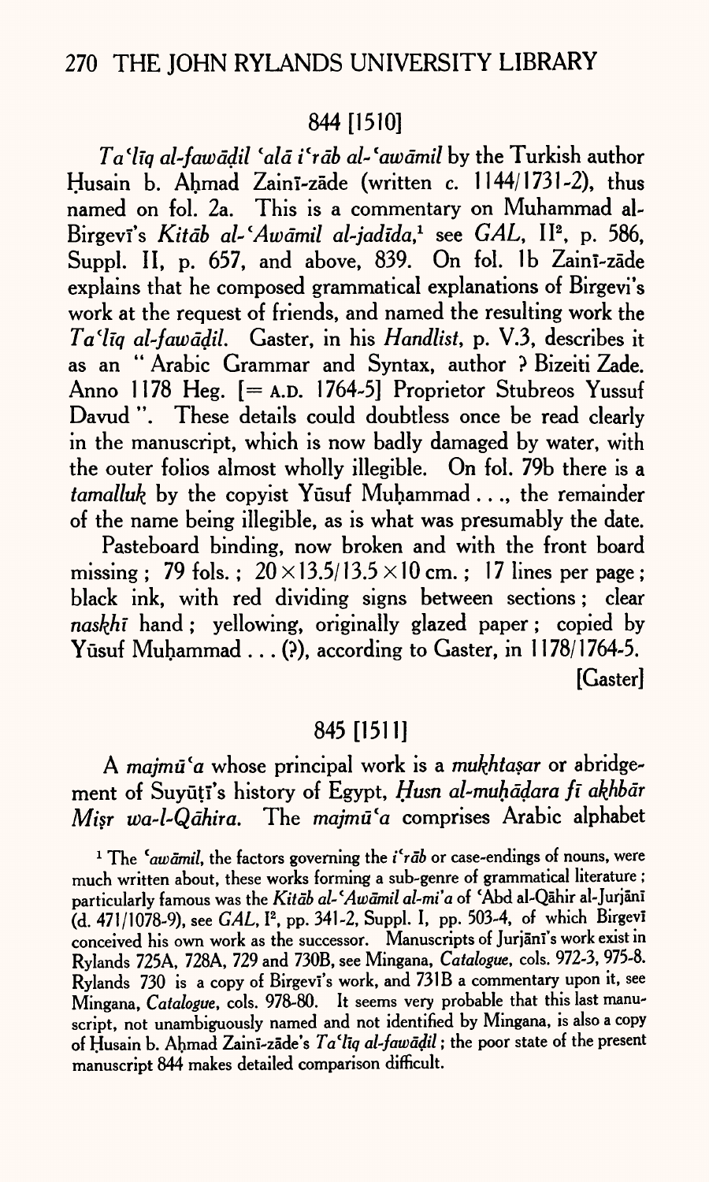## 844 [1510]

*Ta'līq al-fawāḍil 'alā i'rāb al-'awāmil* by the Turkish author Ḥusain b. Aḥmad Zainī-zāde (written c. 1144/1731-2), thus named on fol. 2a. This is a commentary on Muhammad al-Birgevī's *Kitāb al-'Awāmil al-jadīda*,[1] see *GAL*, II[2], p. 586, Suppl. II, p. 657, and above, 839. On fol. 1b Zainī-zāde explains that he composed grammatical explanations of Birgevī's work at the request of friends, and named the resulting work the *Ta'līq al-fawāḍil*. Gaster, in his *Handlist*, p. V.3, describes it as an " Arabic Grammar and Syntax, author ? Bizeiti Zade. Anno 1178 Heg. [= A.D. 1764-5] Proprietor Stubreos Yussuf Davud ". These details could doubtless once be read clearly in the manuscript, which is now badly damaged by water, with the outer folios almost wholly illegible. On fol. 79b there is a *tamalluk* by the copyist Yūsuf Muḥammad . . ., the remainder of the name being illegible, as is what was presumably the date.

Pasteboard binding, now broken and with the front board missing ; 79 fols. ; 20 × 13.5/13.5 × 10 cm. ; 17 lines per page ; black ink, with red dividing signs between sections ; clear *naskhī* hand ; yellowing, originally glazed paper ; copied by Yūsuf Muḥammad . . . (?), according to Gaster, in 1178/1764-5.

[Gaster]

## 845 [1511]

A *majmū'a* whose principal work is a *mukhtaṣar* or abridgement of Suyūṭī's history of Egypt, *Ḥusn al-muḥāḍara fī akhbār Miṣr wa-l-Qāhira*. The *majmū'a* comprises Arabic alphabet

---

[1] The *'awāmil*, the factors governing the *i'rāb* or case-endings of nouns, were much written about, these works forming a sub-genre of grammatical literature ; particularly famous was the *Kitāb al-'Awāmil al-mi'a* of 'Abd al-Qāhir al-Jurjānī (d. 471/1078-9), see *GAL*, I[2], pp. 341-2, Suppl. I, pp. 503-4, of which Birgevī conceived his own work as the successor. Manuscripts of Jurjānī's work exist in Rylands 725A, 728A, 729 and 730B, see Mingana, *Catalogue*, cols. 972-3, 975-8. Rylands 730 is a copy of Birgevī's work, and 731B a commentary upon it, see Mingana, *Catalogue*, cols. 978-80. It seems very probable that this last manuscript, not unambiguously named and not identified by Mingana, is also a copy of Ḥusain b. Aḥmad Zainī-zāde's *Ta'līq al-fawāḍil* ; the poor state of the present manuscript 844 makes detailed comparison difficult.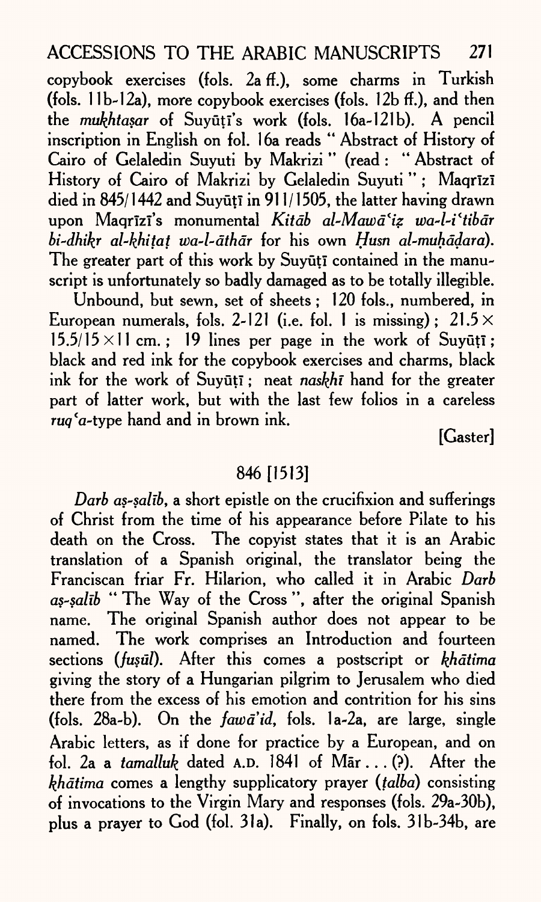copybook exercises (fols. 2a ff.), some charms in Turkish (fols. 11b-12a), more copybook exercises (fols. 12b ff.), and then the *mukhtaṣar* of Suyūṭī's work (fols. 16a-121b). A pencil inscription in English on fol. 16a reads "Abstract of History of Cairo of Gelaledin Suyuti by Makrizi" (read: "Abstract of History of Cairo of Makrizi by Gelaledin Suyuti"; Maqrīzī died in 845/1442 and Suyūṭī in 911/1505, the latter having drawn upon Maqrīzī's monumental *Kitāb al-Mawāʿiẓ wa-l-iʿtibār bi-dhikr al-khiṭaṭ wa-l-āthār* for his own *Ḥusn al-muḥāḍara*). The greater part of this work by Suyūṭī contained in the manuscript is unfortunately so badly damaged as to be totally illegible.

Unbound, but sewn, set of sheets; 120 fols., numbered, in European numerals, fols. 2-121 (i.e. fol. 1 is missing); 21.5 × 15.5/15 × 11 cm.; 19 lines per page in the work of Suyūṭī; black and red ink for the copybook exercises and charms, black ink for the work of Suyūṭī; neat *naskhī* hand for the greater part of latter work, but with the last few folios in a careless *ruqʿa*-type hand and in brown ink.

[Caster]

## 846 [1513]

*Darb aṣ-ṣalīb*, a short epistle on the crucifixion and sufferings of Christ from the time of his appearance before Pilate to his death on the Cross. The copyist states that it is an Arabic translation of a Spanish original, the translator being the Franciscan friar Fr. Hilarion, who called it in Arabic *Darb aṣ-ṣalīb* "The Way of the Cross", after the original Spanish name. The original Spanish author does not appear to be named. The work comprises an Introduction and fourteen sections (*fuṣūl*). After this comes a postscript or *khātima* giving the story of a Hungarian pilgrim to Jerusalem who died there from the excess of his emotion and contrition for his sins (fols. 28a-b). On the *fawā'id*, fols. 1a-2a, are large, single Arabic letters, as if done for practice by a European, and on fol. 2a a *tamalluk* dated A.D. 1841 of Mār ... (?). After the *khātima* comes a lengthy supplicatory prayer (*ṭalba*) consisting of invocations to the Virgin Mary and responses (fols. 29a-30b), plus a prayer to God (fol. 31a). Finally, on fols. 31b-34b, are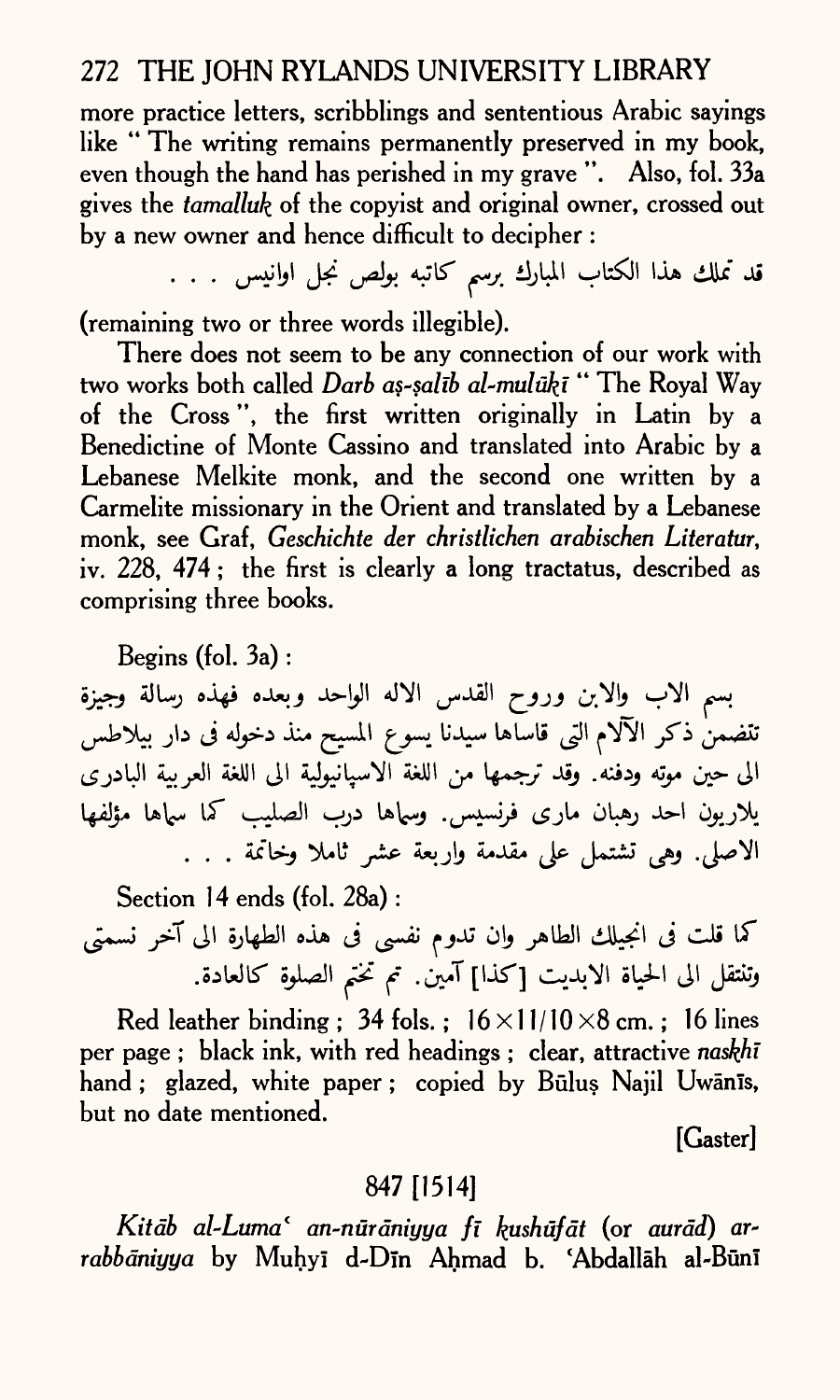more practice letters, scribblings and sententious Arabic sayings like "The writing remains permanently preserved in my book, even though the hand has perished in my grave". Also, fol. 33a gives the *tamalluk* of the copyist and original owner, crossed out by a new owner and hence difficult to decipher :

قد تملك هذا الكتاب المبارك برسم كاتبه بولص نجل اوانيس . . .

(remaining two or three words illegible).

There does not seem to be any connection of our work with two works both called *Darb aṣ-ṣalīb al-mulūkī* "The Royal Way of the Cross", the first written originally in Latin by a Benedictine of Monte Cassino and translated into Arabic by a Lebanese Melkite monk, and the second one written by a Carmelite missionary in the Orient and translated by a Lebanese monk, see Graf, *Geschichte der christlichen arabischen Literatur*, iv. 228, 474; the first is clearly a long tractatus, described as comprising three books.

Begins (fol. 3a) :

بسم الاب والابن وروح القدس الاله الواحد وبعده فهذه رسالة وجيزة تتضمن ذكر الآلام التى قاساها سيدنا يسوع المسيح منذ دخوله فى دار بيلاطس الى حين موته ودفنه. وقد ترجمها من اللغة الاسپانيولية الى اللغة العربية البادرى يلاريون احد رهبان مارى فرنسيس. وسماها درب الصليب كما سماها مؤلفها الاصلى. وهى تشتمل على مقدمة واربعة عشر ثاملا وخاتمة . . .

Section 14 ends (fol. 28a) :

كما قلت فى انجيلك الطاهر وان تدوم نفسى فى هذه الطهارة الى آخر نسمتى وتنتقل الى الحياة الابديت [كذا] آمين. تم تختم الصلوة كالعادة.

Red leather binding ; 34 fols. ; 16×11/10×8 cm. ; 16 lines per page ; black ink, with red headings ; clear, attractive *naskhī* hand ; glazed, white paper ; copied by Būluṣ Najil Uwānīs, but no date mentioned.

[Gaster]

## 847 [1514]

*Kitāb al-Luma' an-nūrāniyya fī kushūfāt* (or *aurād*) *ar-rabbāniyya* by Muḥyī d-Dīn Aḥmad b. 'Abdallāh al-Būnī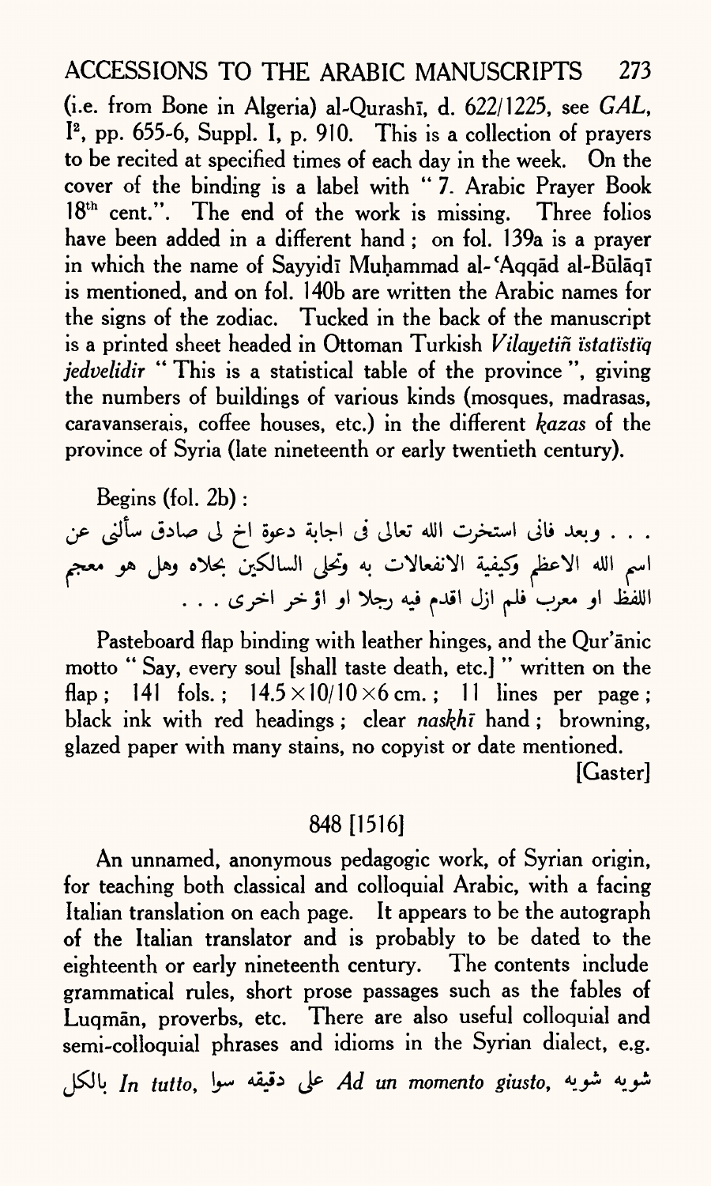(i.e. from Bone in Algeria) al-Qurashī, d. 622/1225, see *GAL*, I², pp. 655-6, Suppl. I, p. 910. This is a collection of prayers to be recited at specified times of each day in the week. On the cover of the binding is a label with "7. Arabic Prayer Book 18th cent.". The end of the work is missing. Three folios have been added in a different hand; on fol. 139a is a prayer in which the name of Sayyidī Muḥammad al-ʿAqqād al-Būlāqī is mentioned, and on fol. 140b are written the Arabic names for the signs of the zodiac. Tucked in the back of the manuscript is a printed sheet headed in Ottoman Turkish *Vilayetiñ ïstatïstïq jedvelidir* "This is a statistical table of the province", giving the numbers of buildings of various kinds (mosques, madrasas, caravanserais, coffee houses, etc.) in the different *ḳazas* of the province of Syria (late nineteenth or early twentieth century).

Begins (fol. 2b):

. . . وبعد فانى استخرت الله تعالى فى اجابة دعوة اخ لى صادق سألنى عن اسم الله الاعظم وكيفية الانفعالات به وتحلى السالكين بحلاه وهل هو معجم اللفظ او معرب فلم ازل اقدم فيه رجلا او اؤخر اخرى . . .

Pasteboard flap binding with leather hinges, and the Qur'ānic motto "Say, every soul [shall taste death, etc.]" written on the flap; 141 fols.; 14.5×10/10×6 cm.; 11 lines per page; black ink with red headings; clear *naskhī* hand; browning, glazed paper with many stains, no copyist or date mentioned.

[Gaster]

## 848 [1516]

An unnamed, anonymous pedagogic work, of Syrian origin, for teaching both classical and colloquial Arabic, with a facing Italian translation on each page. It appears to be the autograph of the Italian translator and is probably to be dated to the eighteenth or early nineteenth century. The contents include grammatical rules, short prose passages such as the fables of Luqmān, proverbs, etc. There are also useful colloquial and semi-colloquial phrases and idioms in the Syrian dialect, e.g. بالكل *In tutto*, على دقيقه سوا *Ad un momento giusto*, شويه شويه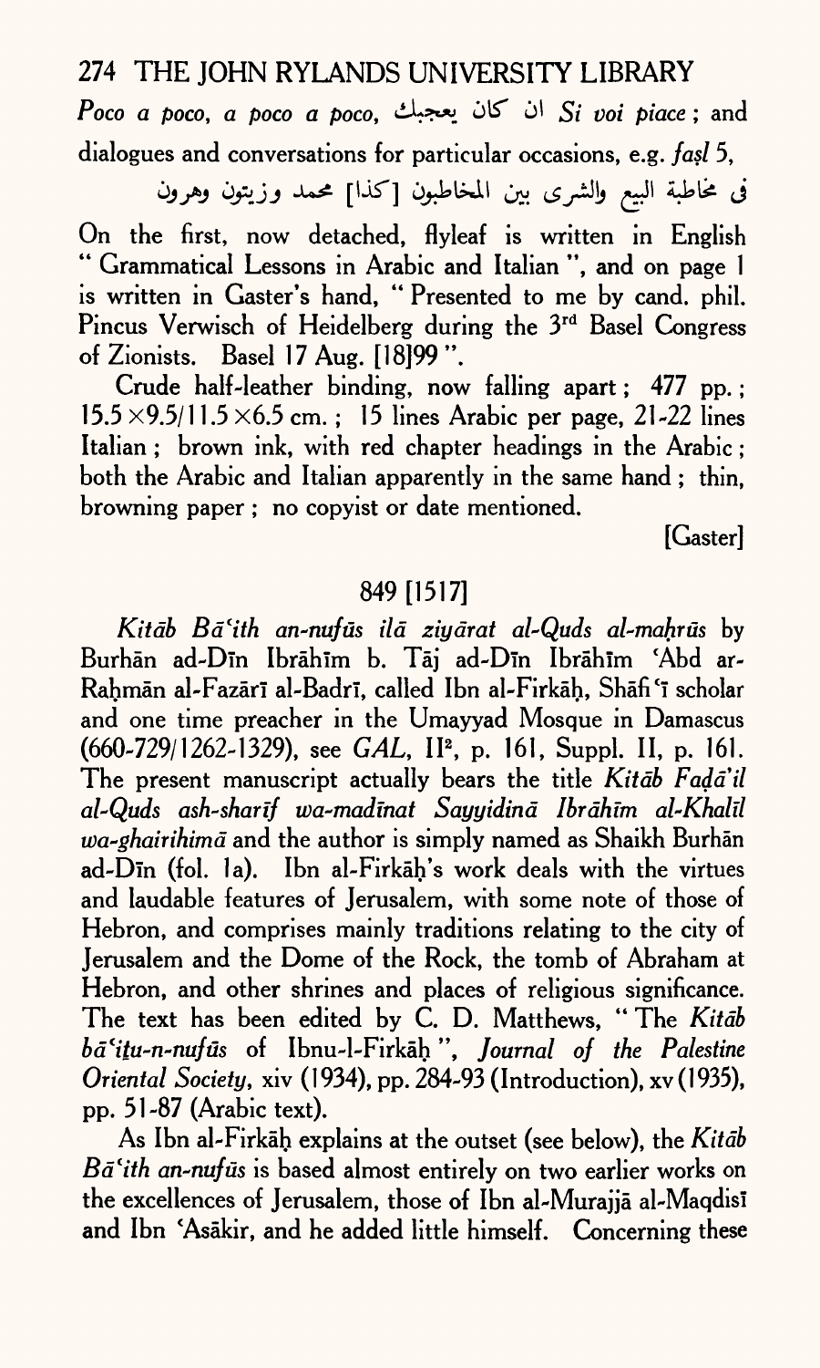*Poco a poco, a poco a poco,* ان كان يعجبك *Si voi piace*; and dialogues and conversations for particular occasions, e.g. *faṣl* 5,

في مخاطبة البيع والشرى بين المخاطبون [كذا] محمد وزيتون وهرون

On the first, now detached, flyleaf is written in English "Grammatical Lessons in Arabic and Italian", and on page 1 is written in Gaster's hand, "Presented to me by cand. phil. Pincus Verwisch of Heidelberg during the 3rd Basel Congress of Zionists. Basel 17 Aug. [18]99".

Crude half-leather binding, now falling apart; 477 pp.; 15.5 ×9.5/11.5 ×6.5 cm.; 15 lines Arabic per page, 21-22 lines Italian; brown ink, with red chapter headings in the Arabic; both the Arabic and Italian apparently in the same hand; thin, browning paper; no copyist or date mentioned.

[Gaster]

## 849 [1517]

*Kitāb Bāʿith an-nufūs ilā ziyārat al-Quds al-maḥrūs* by Burhān ad-Dīn Ibrāhīm b. Tāj ad-Dīn Ibrāhīm ʿAbd ar-Raḥmān al-Fazārī al-Badrī, called Ibn al-Firkāḥ, Shāfiʿī scholar and one time preacher in the Umayyad Mosque in Damascus (660-729/1262-1329), see *GAL*, II², p. 161, Suppl. II, p. 161. The present manuscript actually bears the title *Kitāb Faḍā'il al-Quds ash-sharīf wa-madīnat Sayyidinā Ibrāhīm al-Khalīl wa-ghairihimā* and the author is simply named as Shaikh Burhān ad-Dīn (fol. 1a). Ibn al-Firkāḥ's work deals with the virtues and laudable features of Jerusalem, with some note of those of Hebron, and comprises mainly traditions relating to the city of Jerusalem and the Dome of the Rock, the tomb of Abraham at Hebron, and other shrines and places of religious significance. The text has been edited by C. D. Matthews, "The *Kitāb bāʿitu-n-nufūs* of Ibnu-l-Firkāḥ", *Journal of the Palestine Oriental Society*, xiv (1934), pp. 284-93 (Introduction), xv (1935), pp. 51-87 (Arabic text).

As Ibn al-Firkāḥ explains at the outset (see below), the *Kitāb Bāʿith an-nufūs* is based almost entirely on two earlier works on the excellences of Jerusalem, those of Ibn al-Murajjā al-Maqdisī and Ibn ʿAsākir, and he added little himself. Concerning these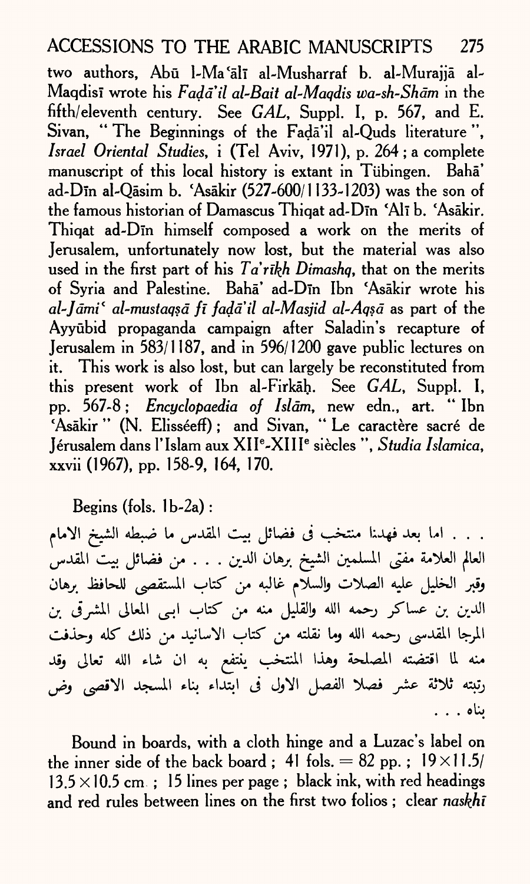two authors, Abū l-Ma'ālī al-Musharraf b. al-Murajjā al-Maqdisī wrote his *Faḍā'il al-Bait al-Maqdis wa-sh-Shām* in the fifth/eleventh century. See *GAL*, Suppl. I, p. 567, and E. Sivan, "The Beginnings of the Faḍā'il al-Quds literature", *Israel Oriental Studies*, i (Tel Aviv, 1971), p. 264; a complete manuscript of this local history is extant in Tübingen. Bahā' ad-Dīn al-Qāsim b. 'Asākir (527-600/1133-1203) was the son of the famous historian of Damascus Thiqat ad-Dīn 'Alī b. 'Asākir. Thiqat ad-Dīn himself composed a work on the merits of Jerusalem, unfortunately now lost, but the material was also used in the first part of his *Ta'rīkh Dimashq*, that on the merits of Syria and Palestine. Bahā' ad-Dīn Ibn 'Asākir wrote his *al-Jāmi' al-mustaqṣā fī faḍā'il al-Masjid al-Aqṣā* as part of the Ayyūbid propaganda campaign after Saladin's recapture of Jerusalem in 583/1187, and in 596/1200 gave public lectures on it. This work is also lost, but can largely be reconstituted from this present work of Ibn al-Firkāḥ. See *GAL*, Suppl. I, pp. 567-8; *Encyclopaedia of Islām*, new edn., art. "Ibn 'Asākir" (N. Elisséeff); and Sivan, "Le caractère sacré de Jérusalem dans l'Islam aux XII^e-XIII^e siècles", *Studia Islamica*, xxvii (1967), pp. 158-9, 164, 170.

Begins (fols. 1b-2a):

. . . اما بعد فهذا منتخب فى فضائل بيت المقدس ما ضبطه الشيخ الامام العالم العلامة مفتى المسلمين الشيخ برهان الدين . . . من فضائل بيت المقدس وقبر الخليل عليه الصلاة والسلام غالبه من كتاب المستقصى للحافظ برهان الدين بن عساكر رحمه الله والقليل منه من كتاب ابى المعالى المشرق بن المرجا المقدسى رحمه الله وما نقلته من كتاب الاسانيد من ذلك كله وحذفت منه لما اقتضته المصلحة وهذا المنتخب ينتفع به ان شاء الله تعالى وقد رتبته ثلاثة عشر فصلا الفصل الاول فى ابتداء بناء المسجد الاقصى وض بناه . . .

Bound in boards, with a cloth hinge and a Luzac's label on the inner side of the back board; 41 fols. = 82 pp.; 19 × 11.5/13.5 × 10.5 cm.; 15 lines per page; black ink, with red headings and red rules between lines on the first two folios; clear *naskhī*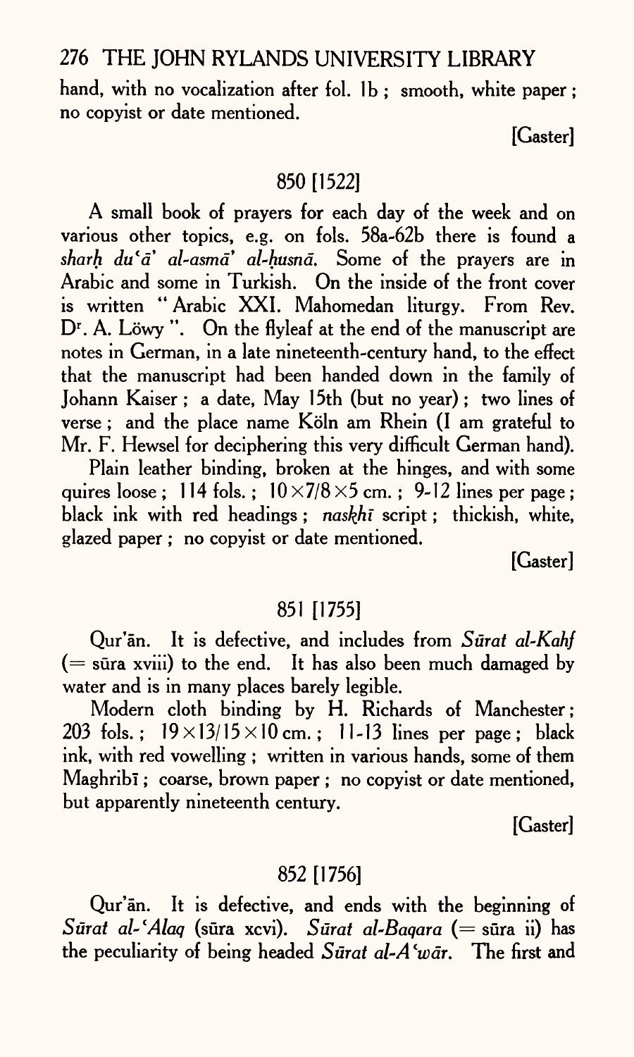hand, with no vocalization after fol. 1b ; smooth, white paper ; no copyist or date mentioned.

[Gaster]

## 850 [1522]

A small book of prayers for each day of the week and on various other topics, e.g. on fols. 58a-62b there is found a *sharḥ du'ā' al-asmā' al-ḥusnā*. Some of the prayers are in Arabic and some in Turkish. On the inside of the front cover is written "Arabic XXI. Mahomedan liturgy. From Rev. Dr. A. Löwy". On the flyleaf at the end of the manuscript are notes in German, in a late nineteenth-century hand, to the effect that the manuscript had been handed down in the family of Johann Kaiser ; a date, May 15th (but no year) ; two lines of verse ; and the place name Köln am Rhein (I am grateful to Mr. F. Hewsel for deciphering this very difficult German hand).

Plain leather binding, broken at the hinges, and with some quires loose ; 114 fols. ; $10 \times 7/8 \times 5$ cm. ; 9-12 lines per page ; black ink with red headings ; *naskhī* script ; thickish, white, glazed paper ; no copyist or date mentioned.

[Gaster]

## 851 [1755]

Qur'ān. It is defective, and includes from *Sūrat al-Kahf* (= sūra xviii) to the end. It has also been much damaged by water and is in many places barely legible.

Modern cloth binding by H. Richards of Manchester ; 203 fols. ; $19 \times 13/15 \times 10$ cm. ; 11-13 lines per page ; black ink, with red vowelling ; written in various hands, some of them Maghribī ; coarse, brown paper ; no copyist or date mentioned, but apparently nineteenth century.

[Gaster]

## 852 [1756]

Qur'ān. It is defective, and ends with the beginning of *Sūrat al-'Alaq* (sūra xcvi). *Sūrat al-Baqara* (= sūra ii) has the peculiarity of being headed *Sūrat al-A'wār*. The first and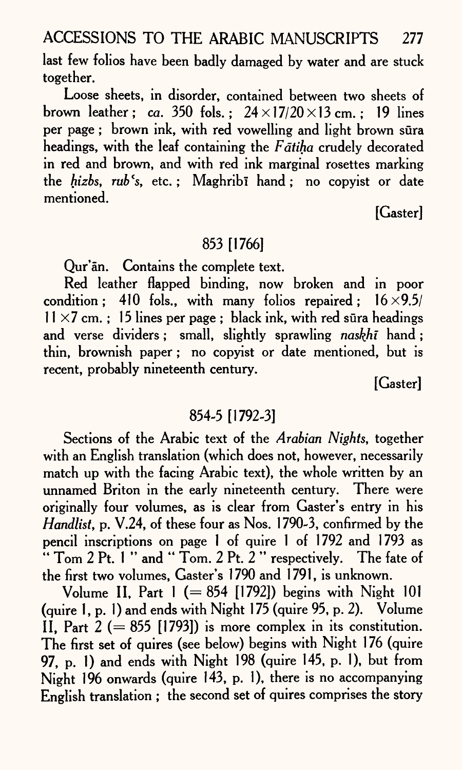last few folios have been badly damaged by water and are stuck together.

Loose sheets, in disorder, contained between two sheets of brown leather; *ca.* 350 fols.; 24×17/20×13 cm.; 19 lines per page; brown ink, with red vowelling and light brown sūra headings, with the leaf containing the *Fātiḥa* crudely decorated in red and brown, and with red ink marginal rosettes marking the *ḥizbs*, *rubʿs*, etc.; Maghribī hand; no copyist or date mentioned.

[Gaster]

### 853 [1766]

Qur'ān. Contains the complete text.

Red leather flapped binding, now broken and in poor condition; 410 fols., with many folios repaired; 16×9.5/11×7 cm.; 15 lines per page; black ink, with red sūra headings and verse dividers; small, slightly sprawling *naskhī* hand; thin, brownish paper; no copyist or date mentioned, but is recent, probably nineteenth century.

[Gaster]

### 854-5 [1792-3]

Sections of the Arabic text of the *Arabian Nights*, together with an English translation (which does not, however, necessarily match up with the facing Arabic text), the whole written by an unnamed Briton in the early nineteenth century. There were originally four volumes, as is clear from Gaster's entry in his *Handlist*, p. V.24, of these four as Nos. 1790-3, confirmed by the pencil inscriptions on page 1 of quire 1 of 1792 and 1793 as "Tom 2 Pt. 1" and "Tom. 2 Pt. 2" respectively. The fate of the first two volumes, Gaster's 1790 and 1791, is unknown.

Volume II, Part 1 (= 854 [1792]) begins with Night 101 (quire 1, p. 1) and ends with Night 175 (quire 95, p. 2). Volume II, Part 2 (= 855 [1793]) is more complex in its constitution. The first set of quires (see below) begins with Night 176 (quire 97, p. 1) and ends with Night 198 (quire 145, p. 1), but from Night 196 onwards (quire 143, p. 1), there is no accompanying English translation; the second set of quires comprises the story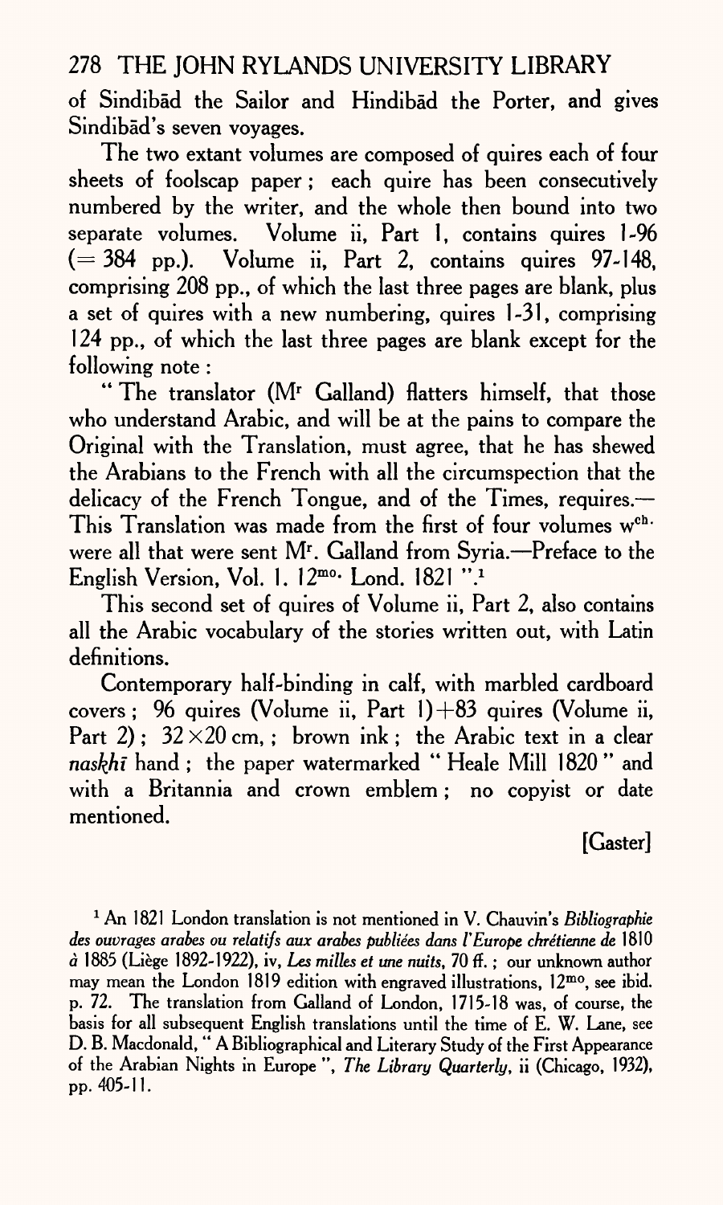of Sindibād the Sailor and Hindibād the Porter, and gives Sindibād's seven voyages.

The two extant volumes are composed of quires each of four sheets of foolscap paper; each quire has been consecutively numbered by the writer, and the whole then bound into two separate volumes. Volume ii, Part 1, contains quires 1-96 (= 384 pp.). Volume ii, Part 2, contains quires 97-148, comprising 208 pp., of which the last three pages are blank, plus a set of quires with a new numbering, quires 1-31, comprising 124 pp., of which the last three pages are blank except for the following note:

"The translator (Mr Galland) flatters himself, that those who understand Arabic, and will be at the pains to compare the Original with the Translation, must agree, that he has shewed the Arabians to the French with all the circumspection that the delicacy of the French Tongue, and of the Times, requires.— This Translation was made from the first of four volumes wch. were all that were sent Mr. Galland from Syria.—Preface to the English Version, Vol. 1. 12mo. Lond. 1821".[1]

This second set of quires of Volume ii, Part 2, also contains all the Arabic vocabulary of the stories written out, with Latin definitions.

Contemporary half-binding in calf, with marbled cardboard covers; 96 quires (Volume ii, Part 1)+83 quires (Volume ii, Part 2); 32×20 cm,; brown ink; the Arabic text in a clear *naskhī* hand; the paper watermarked "Heale Mill 1820" and with a Britannia and crown emblem; no copyist or date mentioned.

[Gaster]

[1] An 1821 London translation is not mentioned in V. Chauvin's *Bibliographie des ouvrages arabes ou relatifs aux arabes publiées dans l'Europe chrétienne de* 1810 *à* 1885 (Liège 1892-1922), iv, *Les milles et une nuits*, 70 ff.; our unknown author may mean the London 1819 edition with engraved illustrations, 12mo, see ibid. p. 72. The translation from Galland of London, 1715-18 was, of course, the basis for all subsequent English translations until the time of E. W. Lane, see D. B. Macdonald, "A Bibliographical and Literary Study of the First Appearance of the Arabian Nights in Europe", *The Library Quarterly*, ii (Chicago, 1932), pp. 405-11.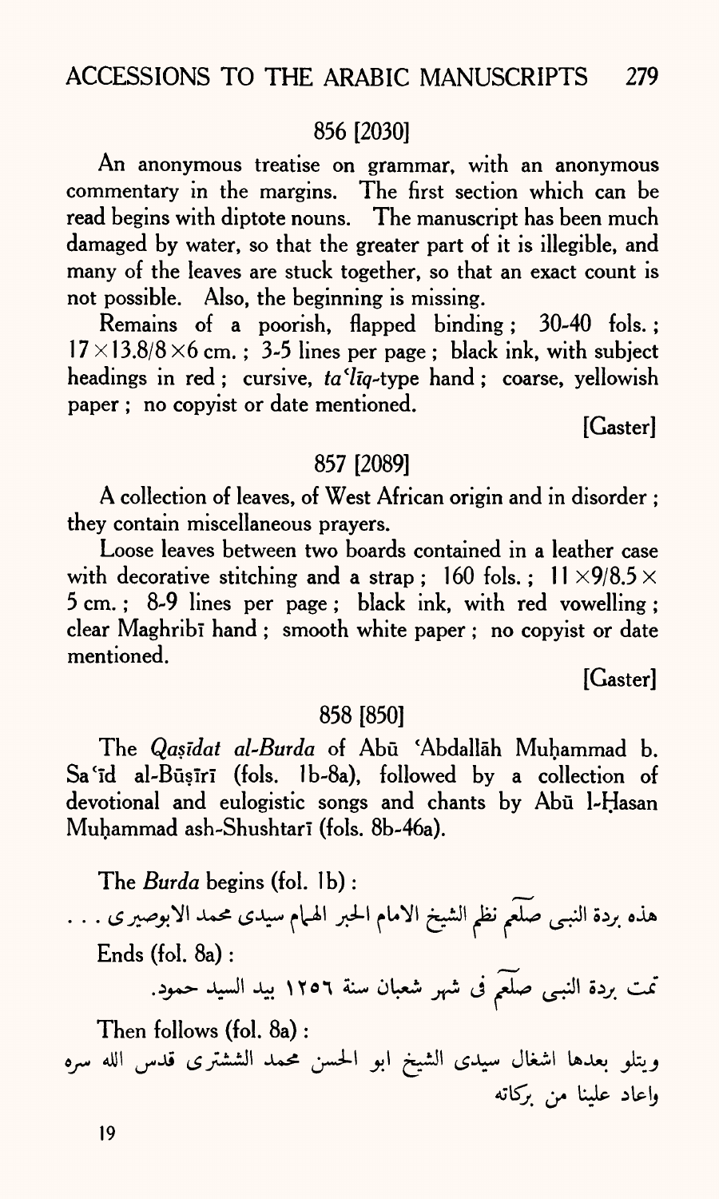## 856 [2030]

An anonymous treatise on grammar, with an anonymous commentary in the margins. The first section which can be read begins with diptote nouns. The manuscript has been much damaged by water, so that the greater part of it is illegible, and many of the leaves are stuck together, so that an exact count is not possible. Also, the beginning is missing.

Remains of a poorish, flapped binding; 30-40 fols.; 17 × 13.8/8 × 6 cm.; 3-5 lines per page; black ink, with subject headings in red; cursive, *taʿlīq*-type hand; coarse, yellowish paper; no copyist or date mentioned.

[Gaster]

## 857 [2089]

A collection of leaves, of West African origin and in disorder; they contain miscellaneous prayers.

Loose leaves between two boards contained in a leather case with decorative stitching and a strap; 160 fols.; 11 × 9/8.5 × 5 cm.; 8-9 lines per page; black ink, with red vowelling; clear Maghribī hand; smooth white paper; no copyist or date mentioned.

[Gaster]

## 858 [850]

The *Qaṣīdat al-Burda* of Abū ʿAbdallāh Muḥammad b. Saʿīd al-Būṣīrī (fols. 1b-8a), followed by a collection of devotional and eulogistic songs and chants by Abū l-Ḥasan Muḥammad ash-Shushtarī (fols. 8b-46a).

The *Burda* begins (fol. 1b):

هذه بردة النبى صلعم نظم الشيخ الامام الحبر الهمام سيدى محمد الابوصيرى . . .

Ends (fol. 8a):

تمت بردة النبى صلعم فى شهر شعبان سنة ١٢٥٦ بيد السيد حمود.

Then follows (fol. 8a):

ويتلو بعدها اشغال سيدى الشيخ ابو الحسن محمد الششترى قدس الله سره واعاد علينا من بركاته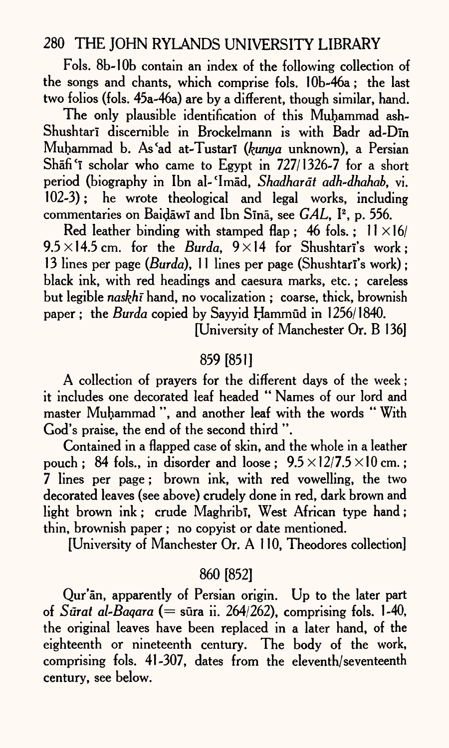Fols. 8b-10b contain an index of the following collection of the songs and chants, which comprise fols. 10b-46a; the last two folios (fols. 45a-46a) are by a different, though similar, hand.

The only plausible identification of this Muḥammad ash-Shushtarī discernible in Brockelmann is with Badr ad-Dīn Muḥammad b. As'ad at-Tustarī (*kunya* unknown), a Persian Shāfi'ī scholar who came to Egypt in 727/1326-7 for a short period (biography in Ibn al-'Imād, *Shadharāt adh-dhahab*, vi. 102-3); he wrote theological and legal works, including commentaries on Baiḍāwī and Ibn Sīnā, see *GAL*, I², p. 556.

Red leather binding with stamped flap; 46 fols.; 11×16/9.5×14.5 cm. for the *Burda*, 9×14 for Shushtarī's work; 13 lines per page (*Burda*), 11 lines per page (Shushtarī's work); black ink, with red headings and caesura marks, etc.; careless but legible *naskhī* hand, no vocalization; coarse, thick, brownish paper; the *Burda* copied by Sayyid Ḥammūd in 1256/1840.

[University of Manchester Or. B 136]

## 859 [851]

A collection of prayers for the different days of the week; it includes one decorated leaf headed "Names of our lord and master Muḥammad", and another leaf with the words "With God's praise, the end of the second third".

Contained in a flapped case of skin, and the whole in a leather pouch; 84 fols., in disorder and loose; 9.5×12/7.5×10 cm.; 7 lines per page; brown ink, with red vowelling, the two decorated leaves (see above) crudely done in red, dark brown and light brown ink; crude Maghribī, West African type hand; thin, brownish paper; no copyist or date mentioned.

[University of Manchester Or. A 110, Theodores collection]

## 860 [852]

Qur'ān, apparently of Persian origin. Up to the later part of *Sūrat al-Baqara* (= sūra ii. 264/262), comprising fols. 1-40, the original leaves have been replaced in a later hand, of the eighteenth or nineteenth century. The body of the work, comprising fols. 41-307, dates from the eleventh/seventeenth century, see below.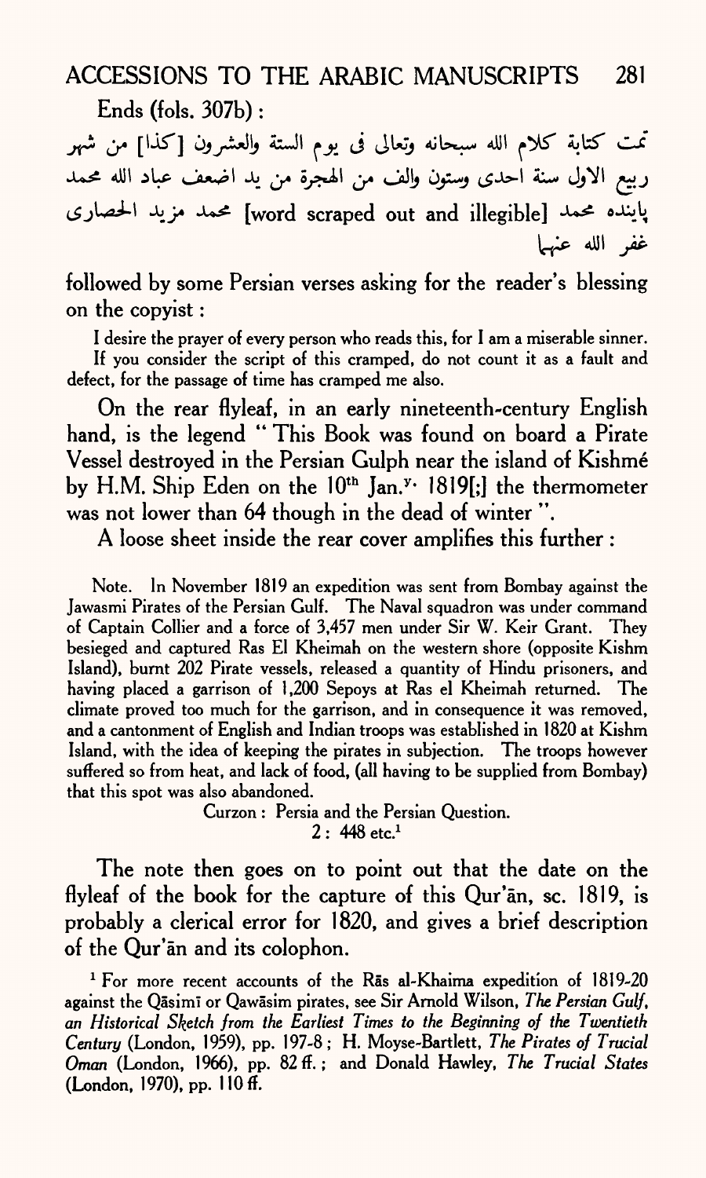Ends (fols. 307b):

تمت كتابة كلام الله سبحانه وتعالى فى يوم الستة والعشرون [كذا] من شهر ربيع الاول سنة احدى وستون والف من الهجرة من يد اضعف عباد الله محمد پاينده محمد [word scraped out and illegible] محمد مزيد الحصارى غفر الله عنهما

followed by some Persian verses asking for the reader's blessing on the copyist:

> I desire the prayer of every person who reads this, for I am a miserable sinner. If you consider the script of this cramped, do not count it as a fault and defect, for the passage of time has cramped me also.

On the rear flyleaf, in an early nineteenth-century English hand, is the legend "This Book was found on board a Pirate Vessel destroyed in the Persian Gulph near the island of Kishmé by H.M. Ship Eden on the 10th Jan.y. 1819[;] the thermometer was not lower than 64 though in the dead of winter".

A loose sheet inside the rear cover amplifies this further:

> Note. In November 1819 an expedition was sent from Bombay against the Jawasmi Pirates of the Persian Gulf. The Naval squadron was under command of Captain Collier and a force of 3,457 men under Sir W. Keir Grant. They besieged and captured Ras El Kheimah on the western shore (opposite Kishm Island), burnt 202 Pirate vessels, released a quantity of Hindu prisoners, and having placed a garrison of 1,200 Sepoys at Ras el Kheimah returned. The climate proved too much for the garrison, and in consequence it was removed, and a cantonment of English and Indian troops was established in 1820 at Kishm Island, with the idea of keeping the pirates in subjection. The troops however suffered so from heat, and lack of food, (all having to be supplied from Bombay) that this spot was also abandoned.
>
> Curzon: Persia and the Persian Question.
> 2: 448 etc.[1]

The note then goes on to point out that the date on the flyleaf of the book for the capture of this Qur'ān, sc. 1819, is probably a clerical error for 1820, and gives a brief description of the Qur'ān and its colophon.

[1] For more recent accounts of the Rās al-Khaima expedition of 1819-20 against the Qāsimī or Qawāsim pirates, see Sir Arnold Wilson, *The Persian Gulf, an Historical Sketch from the Earliest Times to the Beginning of the Twentieth Century* (London, 1959), pp. 197-8; H. Moyse-Bartlett, *The Pirates of Trucial Oman* (London, 1966), pp. 82 ff.; and Donald Hawley, *The Trucial States* (London, 1970), pp. 110 ff.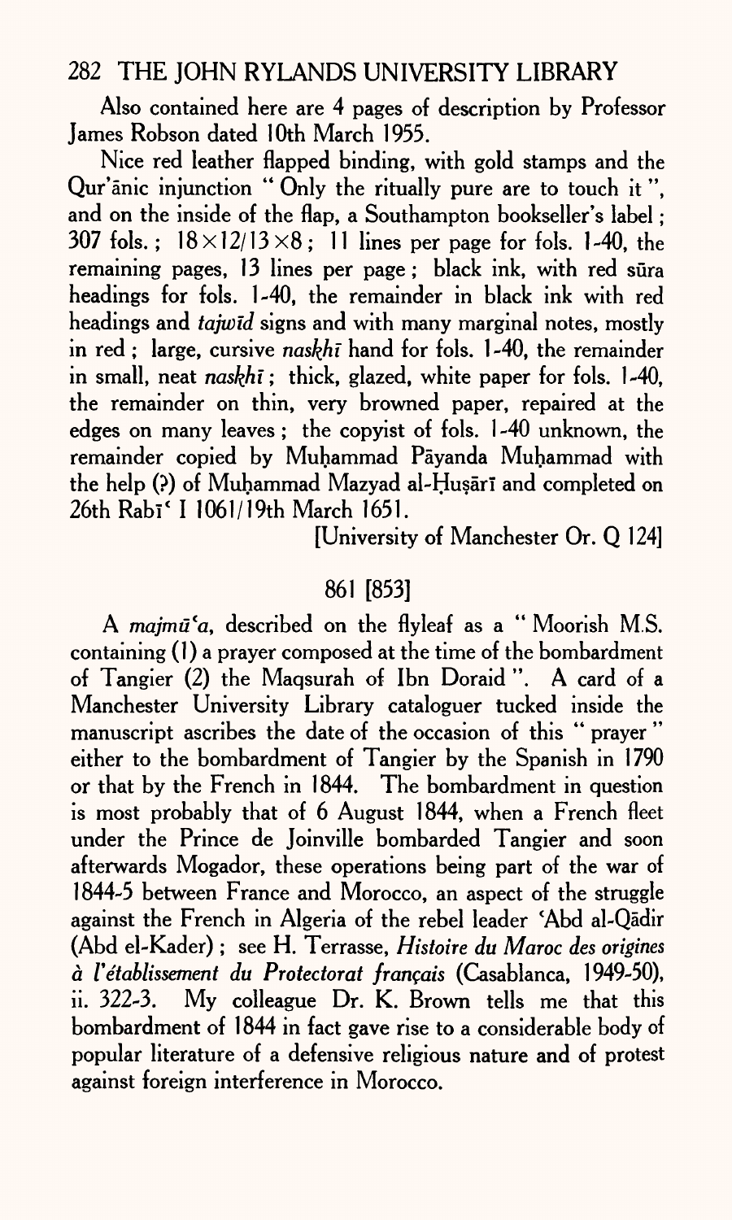Also contained here are 4 pages of description by Professor James Robson dated 10th March 1955.

Nice red leather flapped binding, with gold stamps and the Qur'ānic injunction " Only the ritually pure are to touch it ", and on the inside of the flap, a Southampton bookseller's label; 307 fols.; $18 \times 12/13 \times 8$; 11 lines per page for fols. 1-40, the remaining pages, 13 lines per page; black ink, with red sūra headings for fols. 1-40, the remainder in black ink with red headings and *tajwīd* signs and with many marginal notes, mostly in red; large, cursive *naskhī* hand for fols. 1-40, the remainder in small, neat *naskhī*; thick, glazed, white paper for fols. 1-40, the remainder on thin, very browned paper, repaired at the edges on many leaves; the copyist of fols. 1-40 unknown, the remainder copied by Muḥammad Pāyanda Muḥammad with the help (?) of Muḥammad Mazyad al-Ḥuṣārī and completed on 26th Rabīʿ I 1061/19th March 1651.

[University of Manchester Or. Q 124]

## 861 [853]

A *majmūʿa*, described on the flyleaf as a " Moorish M.S. containing (1) a prayer composed at the time of the bombardment of Tangier (2) the Maqsurah of Ibn Doraid ". A card of a Manchester University Library cataloguer tucked inside the manuscript ascribes the date of the occasion of this " prayer " either to the bombardment of Tangier by the Spanish in 1790 or that by the French in 1844. The bombardment in question is most probably that of 6 August 1844, when a French fleet under the Prince de Joinville bombarded Tangier and soon afterwards Mogador, these operations being part of the war of 1844-5 between France and Morocco, an aspect of the struggle against the French in Algeria of the rebel leader ʿAbd al-Qādir (Abd el-Kader); see H. Terrasse, *Histoire du Maroc des origines à l'établissement du Protectorat français* (Casablanca, 1949-50), ii. 322-3. My colleague Dr. K. Brown tells me that this bombardment of 1844 in fact gave rise to a considerable body of popular literature of a defensive religious nature and of protest against foreign interference in Morocco.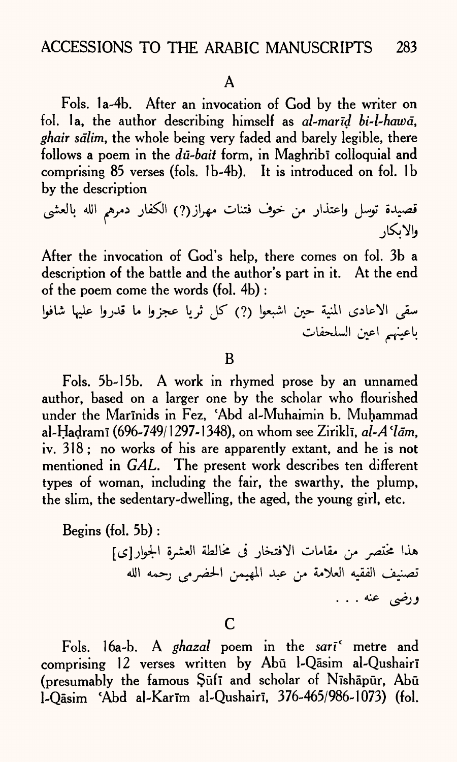A

Fols. 1a-4b. After an invocation of God by the writer on fol. 1a, the author describing himself as *al-marīḍ bi-l-hawā, ghair sālim*, the whole being very faded and barely legible, there follows a poem in the *dū-bait* form, in Maghribī colloquial and comprising 85 verses (fols. 1b-4b). It is introduced on fol. 1b by the description

قصيدة توسل واعتذار من خوف فتنات مهراز(?) الكفار دمرهم الله بالعشى والابكار

After the invocation of God's help, there comes on fol. 3b a description of the battle and the author's part in it. At the end of the poem come the words (fol. 4b):

سقى الاعادى المنية حين اشبعوا (?) كل ثريا عجزوا ما قدروا عليها شافوا باعينهم اعين السلحفات

B

Fols. 5b-15b. A work in rhymed prose by an unnamed author, based on a larger one by the scholar who flourished under the Marīnids in Fez, ʿAbd al-Muhaimin b. Muḥammad al-Ḥaḍramī (696-749/1297-1348), on whom see Ziriklī, *al-Aʿlām*, iv. 318; no works of his are apparently extant, and he is not mentioned in *GAL*. The present work describes ten different types of woman, including the fair, the swarthy, the plump, the slim, the sedentary-dwelling, the aged, the young girl, etc.

Begins (fol. 5b):

هذا مختصر من مقامات الافتخار فى مخالطة العشرة الجوار[ى] تصنيف الفقيه العلامة من عبد المهيمن الحضرمى رحمه الله ورضى عنه . . .

C

Fols. 16a-b. A *ghazal* poem in the *sarīʿ* metre and comprising 12 verses written by Abū l-Qāsim al-Qushairī (presumably the famous Ṣūfī and scholar of Nīshāpūr, Abū l-Qāsim ʿAbd al-Karīm al-Qushairī, 376-465/986-1073) (fol.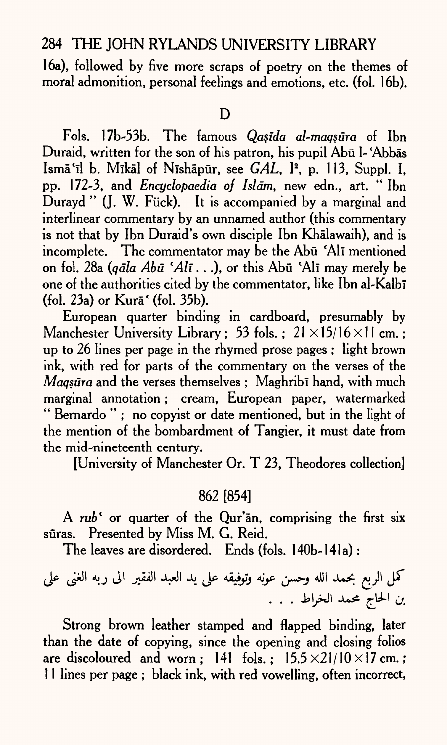16a), followed by five more scraps of poetry on the themes of moral admonition, personal feelings and emotions, etc. (fol. 16b).

## D

Fols. 17b-53b. The famous *Qaṣīda al-maqṣūra* of Ibn Duraid, written for the son of his patron, his pupil Abū l-ʿAbbās Ismāʿīl b. Mīkāl of Nīshāpūr, see *GAL*, I[2], p. 113, Suppl. I, pp. 172-3, and *Encyclopaedia of Islām*, new edn., art. " Ibn Durayd " (J. W. Fück). It is accompanied by a marginal and interlinear commentary by an unnamed author (this commentary is not that by Ibn Duraid's own disciple Ibn Khālawaih), and is incomplete. The commentator may be the Abū ʿAlī mentioned on fol. 28a (*qāla Abū ʿAlī . . .*), or this Abū ʿAlī may merely be one of the authorities cited by the commentator, like Ibn al-Kalbī (fol. 23a) or Kurāʿ (fol. 35b).

European quarter binding in cardboard, presumably by Manchester University Library ; 53 fols. ; $21 \times 15/16 \times 11$ cm. ; up to 26 lines per page in the rhymed prose pages ; light brown ink, with red for parts of the commentary on the verses of the *Maqṣūra* and the verses themselves ; Maghribī hand, with much marginal annotation ; cream, European paper, watermarked " Bernardo " ; no copyist or date mentioned, but in the light of the mention of the bombardment of Tangier, it must date from the mid-nineteenth century.

[University of Manchester Or. T 23, Theodores collection]

## 862 [854]

A *rubʿ* or quarter of the Qur'ān, comprising the first six sūras. Presented by Miss M. G. Reid.

The leaves are disordered. Ends (fols. 140b-141a) :

كمل الربع بحمد الله وحسن عونه وتوفيقه على يد العبد الفقير الى ربه الغنى على بن الحاج محمد الخراط . . .

Strong brown leather stamped and flapped binding, later than the date of copying, since the opening and closing folios are discoloured and worn ; 141 fols. ; $15.5 \times 21/10 \times 17$ cm. ; 11 lines per page ; black ink, with red vowelling, often incorrect,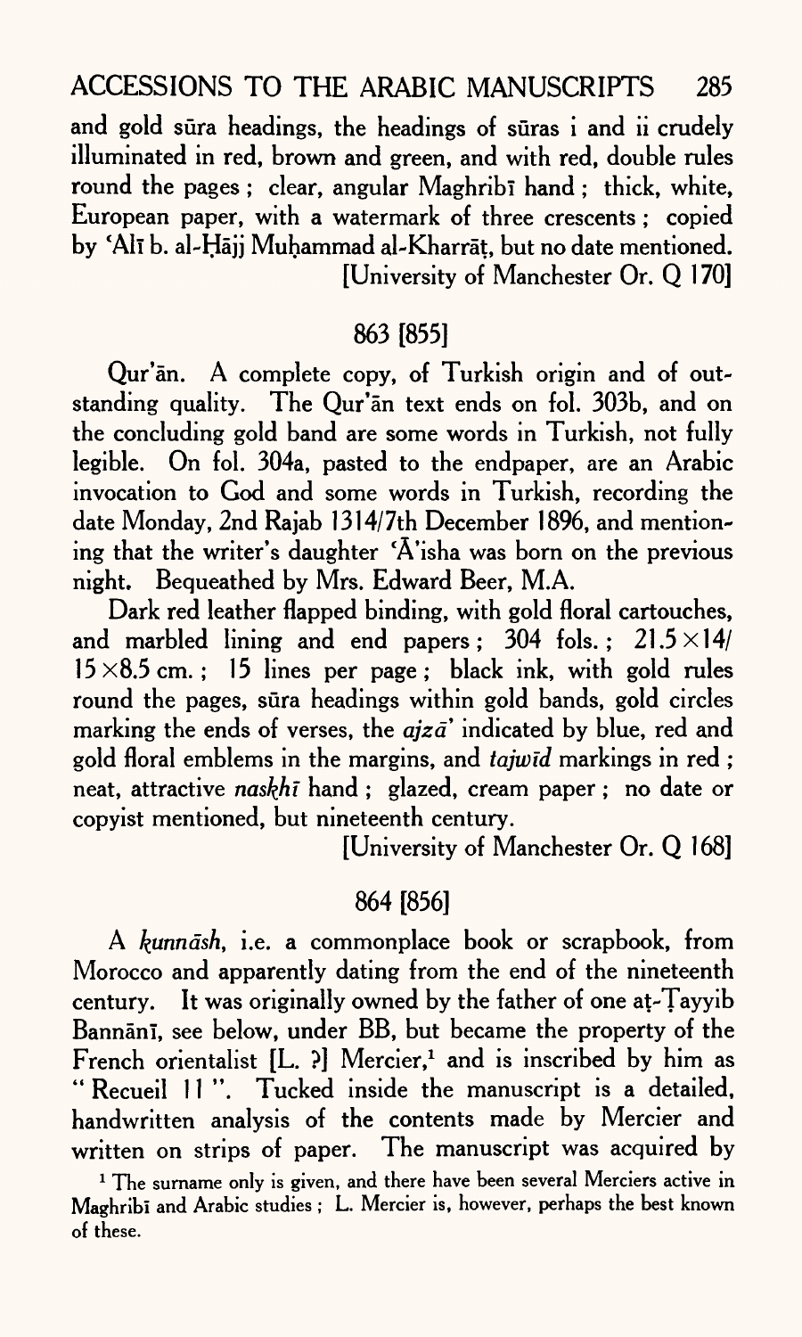and gold sūra headings, the headings of sūras i and ii crudely illuminated in red, brown and green, and with red, double rules round the pages; clear, angular Maghribī hand; thick, white, European paper, with a watermark of three crescents; copied by ʿAlī b. al-Ḥājj Muḥammad al-Kharrāṭ, but no date mentioned.

[University of Manchester Or. Q 170]

## 863 [855]

Qur'ān. A complete copy, of Turkish origin and of outstanding quality. The Qur'ān text ends on fol. 303b, and on the concluding gold band are some words in Turkish, not fully legible. On fol. 304a, pasted to the endpaper, are an Arabic invocation to God and some words in Turkish, recording the date Monday, 2nd Rajab 1314/7th December 1896, and mentioning that the writer's daughter ʿĀ'isha was born on the previous night. Bequeathed by Mrs. Edward Beer, M.A.

Dark red leather flapped binding, with gold floral cartouches, and marbled lining and end papers; 304 fols.; 21.5×14/15×8.5 cm.; 15 lines per page; black ink, with gold rules round the pages, sūra headings within gold bands, gold circles marking the ends of verses, the *ajzā'* indicated by blue, red and gold floral emblems in the margins, and *tajwīd* markings in red; neat, attractive *naskhī* hand; glazed, cream paper; no date or copyist mentioned, but nineteenth century.

[University of Manchester Or. Q 168]

## 864 [856]

A *kunnāsh*, i.e. a commonplace book or scrapbook, from Morocco and apparently dating from the end of the nineteenth century. It was originally owned by the father of one aṭ-Ṭayyib Bannānī, see below, under BB, but became the property of the French orientalist [L. ?] Mercier,[1] and is inscribed by him as "Recueil 11". Tucked inside the manuscript is a detailed, handwritten analysis of the contents made by Mercier and written on strips of paper. The manuscript was acquired by

[1] The surname only is given, and there have been several Merciers active in Maghribī and Arabic studies; L. Mercier is, however, perhaps the best known of these.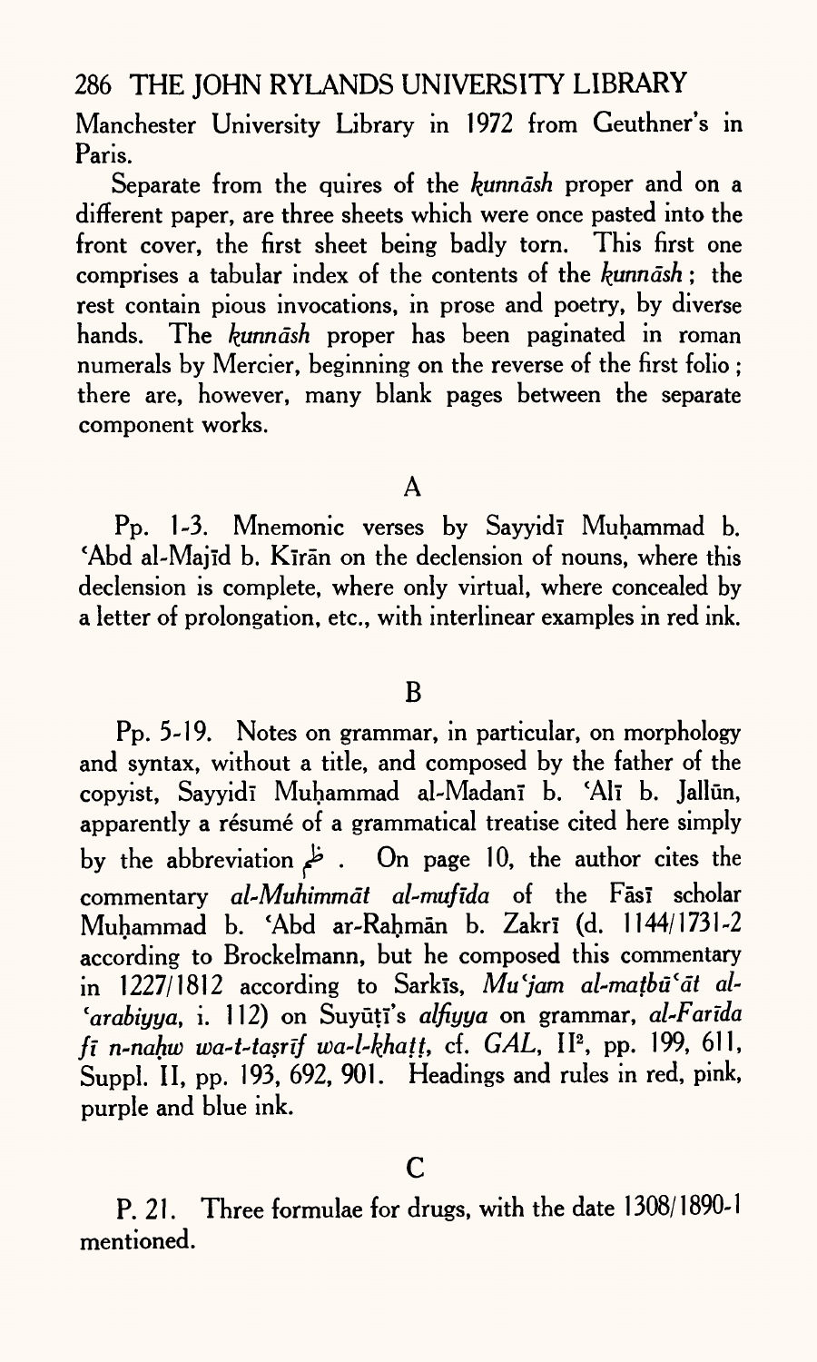Manchester University Library in 1972 from Geuthner's in Paris.

Separate from the quires of the *kunnāsh* proper and on a different paper, are three sheets which were once pasted into the front cover, the first sheet being badly torn. This first one comprises a tabular index of the contents of the *kunnāsh*; the rest contain pious invocations, in prose and poetry, by diverse hands. The *kunnāsh* proper has been paginated in roman numerals by Mercier, beginning on the reverse of the first folio; there are, however, many blank pages between the separate component works.

## A

Pp. 1-3. Mnemonic verses by Sayyidī Muḥammad b. ʿAbd al-Majīd b. Kīrān on the declension of nouns, where this declension is complete, where only virtual, where concealed by a letter of prolongation, etc., with interlinear examples in red ink.

## B

Pp. 5-19. Notes on grammar, in particular, on morphology and syntax, without a title, and composed by the father of the copyist, Sayyidī Muḥammad al-Madanī b. ʿAlī b. Jallūn, apparently a résumé of a grammatical treatise cited here simply by the abbreviation ظم . On page 10, the author cites the commentary *al-Muhimmāt al-mufīda* of the Fāsī scholar Muḥammad b. ʿAbd ar-Raḥmān b. Zakrī (d. 1144/1731-2 according to Brockelmann, but he composed this commentary in 1227/1812 according to Sarkīs, *Muʿjam al-maṭbūʿāt al-ʿarabiyya*, i. 112) on Suyūṭī's *alfiyya* on grammar, *al-Farīda fī n-naḥw wa-t-taṣrīf wa-l-khaṭṭ*, cf. *GAL*, II[2], pp. 199, 611, Suppl. II, pp. 193, 692, 901. Headings and rules in red, pink, purple and blue ink.

## C

P. 21. Three formulae for drugs, with the date 1308/1890-1 mentioned.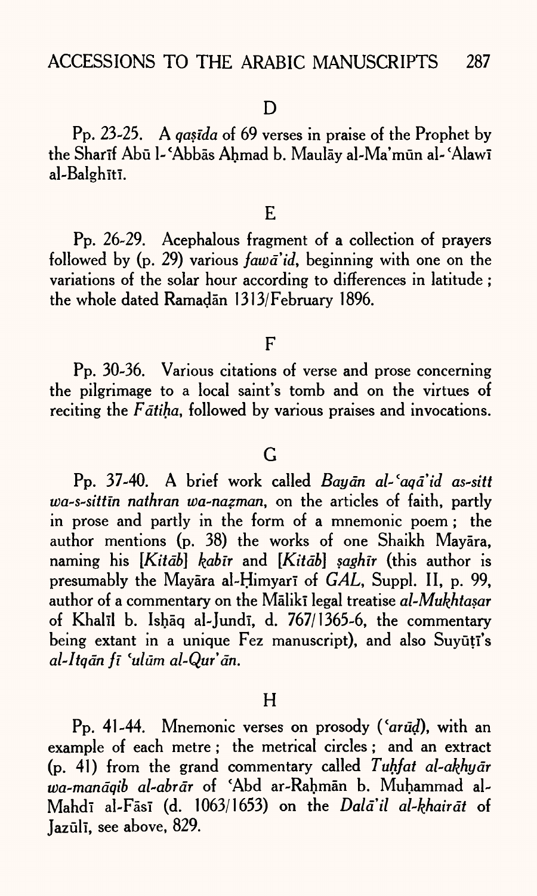D

Pp. 23-25. A *qaṣīda* of 69 verses in praise of the Prophet by the Sharīf Abū l-ʿAbbās Aḥmad b. Maulāy al-Ma'mūn al-ʿAlawī al-Balghītī.

E

Pp. 26-29. Acephalous fragment of a collection of prayers followed by (p. 29) various *fawā'id*, beginning with one on the variations of the solar hour according to differences in latitude; the whole dated Ramaḍān 1313/February 1896.

F

Pp. 30-36. Various citations of verse and prose concerning the pilgrimage to a local saint's tomb and on the virtues of reciting the *Fātiḥa*, followed by various praises and invocations.

G

Pp. 37-40. A brief work called *Bayān al-ʿaqā'id as-sitt wa-s-sittīn nathran wa-naẓman*, on the articles of faith, partly in prose and partly in the form of a mnemonic poem; the author mentions (p. 38) the works of one Shaikh Mayāra, naming his [*Kitāb*] *kabīr* and [*Kitāb*] *ṣaghīr* (this author is presumably the Mayāra al-Ḥimyarī of *GAL*, Suppl. II, p. 99, author of a commentary on the Mālikī legal treatise *al-Mukhtaṣar* of Khalīl b. Isḥāq al-Jundī, d. 767/1365-6, the commentary being extant in a unique Fez manuscript), and also Suyūṭī's *al-Itqān fī ʿulūm al-Qur'ān*.

H

Pp. 41-44. Mnemonic verses on prosody (*ʿarūḍ*), with an example of each metre; the metrical circles; and an extract (p. 41) from the grand commentary called *Tuḥfat al-akhyār wa-manāqib al-abrār* of ʿAbd ar-Raḥmān b. Muḥammad al-Mahdī al-Fāsī (d. 1063/1653) on the *Dalā'il al-khairāt* of Jazūlī, see above, 829.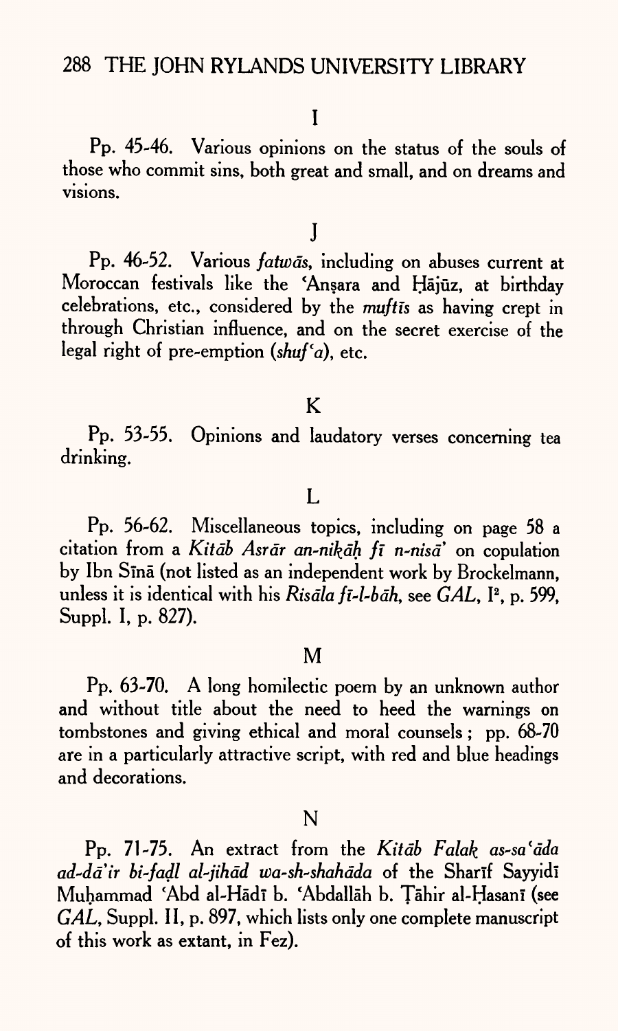I

Pp. 45-46. Various opinions on the status of the souls of those who commit sins, both great and small, and on dreams and visions.

J

Pp. 46-52. Various *fatwās*, including on abuses current at Moroccan festivals like the ʿAnṣara and Ḥājūz, at birthday celebrations, etc., considered by the *muftīs* as having crept in through Christian influence, and on the secret exercise of the legal right of pre-emption (*shufʿa*), etc.

K

Pp. 53-55. Opinions and laudatory verses concerning tea drinking.

L

Pp. 56-62. Miscellaneous topics, including on page 58 a citation from a *Kitāb Asrār an-nikāḥ fī n-nisāʾ* on copulation by Ibn Sīnā (not listed as an independent work by Brockelmann, unless it is identical with his *Risāla fī-l-bāh*, see *GAL*, I[2], p. 599, Suppl. I, p. 827).

M

Pp. 63-70. A long homilectic poem by an unknown author and without title about the need to heed the warnings on tombstones and giving ethical and moral counsels; pp. 68-70 are in a particularly attractive script, with red and blue headings and decorations.

N

Pp. 71-75. An extract from the *Kitāb Falak as-saʿāda ad-dāʾir bi-faḍl al-jihād wa-sh-shahāda* of the Sharīf Sayyidī Muḥammad ʿAbd al-Hādī b. ʿAbdallāh b. Ṭāhir al-Ḥasanī (see *GAL*, Suppl. II, p. 897, which lists only one complete manuscript of this work as extant, in Fez).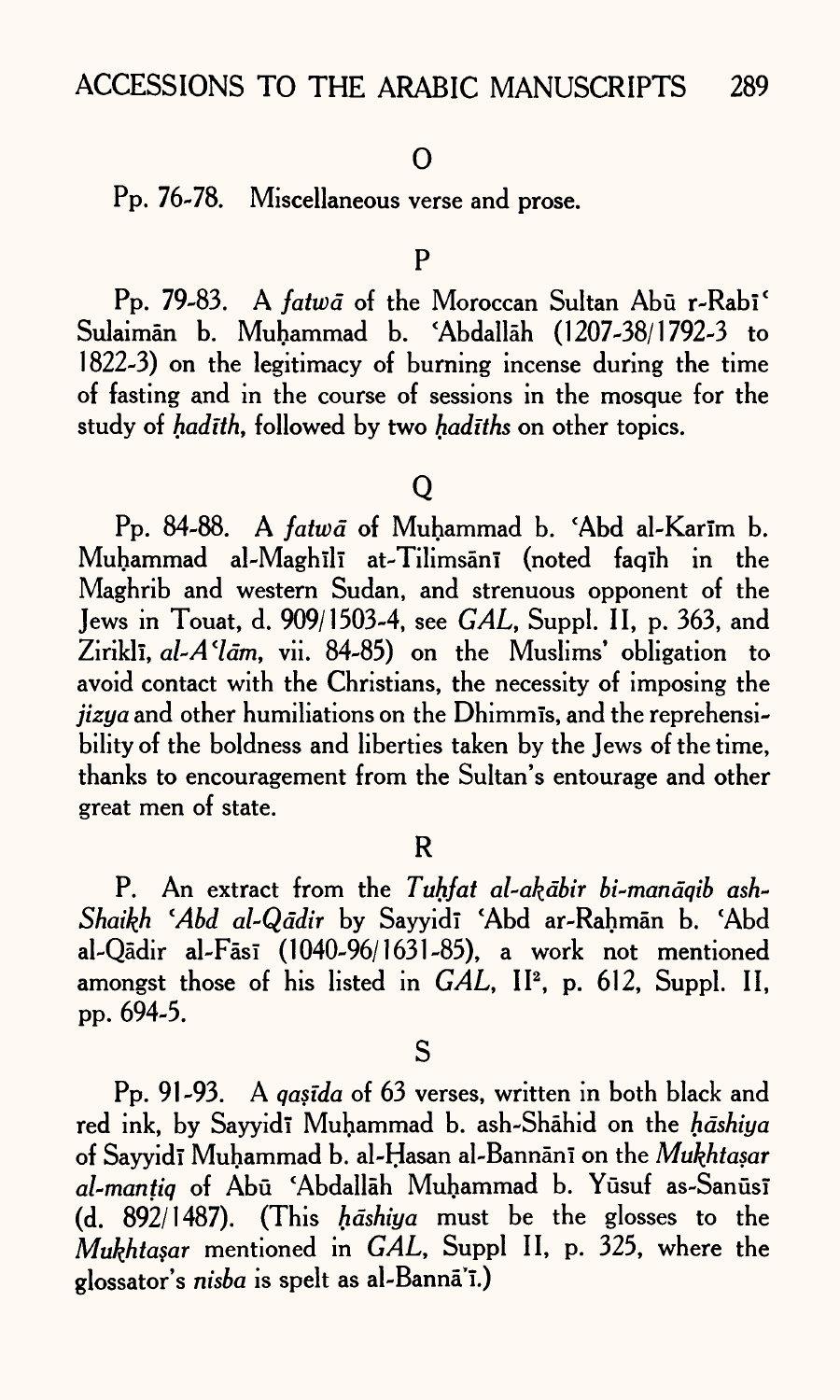O

Pp. 76-78. Miscellaneous verse and prose.

P

Pp. 79-83. A *fatwā* of the Moroccan Sultan Abū r-Rabīʿ Sulaimān b. Muḥammad b. ʿAbdallāh (1207-38/1792-3 to 1822-3) on the legitimacy of burning incense during the time of fasting and in the course of sessions in the mosque for the study of *ḥadīth*, followed by two *ḥadīths* on other topics.

Q

Pp. 84-88. A *fatwā* of Muḥammad b. ʿAbd al-Karīm b. Muḥammad al-Maghīlī at-Tilimsānī (noted faqīh in the Maghrib and western Sudan, and strenuous opponent of the Jews in Touat, d. 909/1503-4, see *GAL*, Suppl. II, p. 363, and Ziriklī, *al-Aʿlām*, vii. 84-85) on the Muslims' obligation to avoid contact with the Christians, the necessity of imposing the *jizya* and other humiliations on the Dhimmīs, and the reprehensibility of the boldness and liberties taken by the Jews of the time, thanks to encouragement from the Sultan's entourage and other great men of state.

R

P. An extract from the *Tuḥfat al-akābir bi-manāqib ash-Shaikh ʿAbd al-Qādir* by Sayyidī ʿAbd ar-Raḥmān b. ʿAbd al-Qādir al-Fāsī (1040-96/1631-85), a work not mentioned amongst those of his listed in *GAL*, II², p. 612, Suppl. II, pp. 694-5.

S

Pp. 91-93. A *qaṣīda* of 63 verses, written in both black and red ink, by Sayyidī Muḥammad b. ash-Shāhid on the *ḥāshiya* of Sayyidī Muḥammad b. al-Ḥasan al-Bannānī on the *Mukhtaṣar al-manṭiq* of Abū ʿAbdallāh Muḥammad b. Yūsuf as-Sanūsī (d. 892/1487). (This *ḥāshiya* must be the glosses to the *Mukhtaṣar* mentioned in *GAL*, Suppl II, p. 325, where the glossator's *nisba* is spelt as al-Bannāʾī.)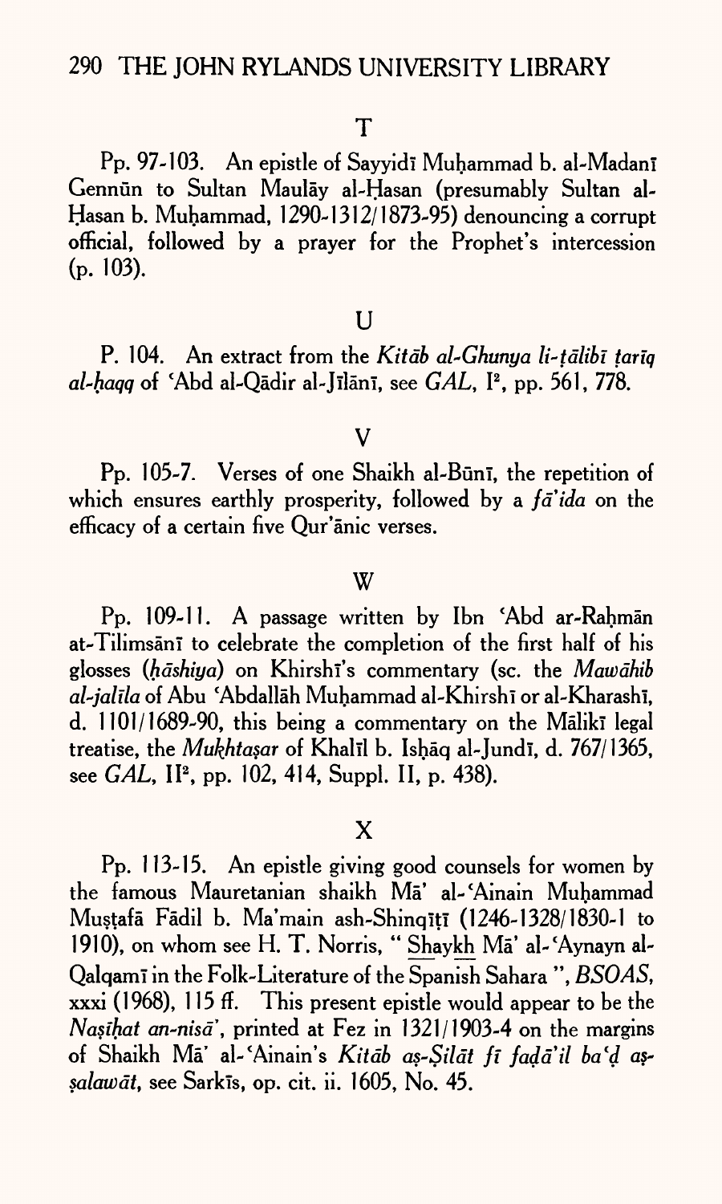T

Pp. 97-103. An epistle of Sayyidī Muḥammad b. al-Madanī Gennūn to Sultan Maulāy al-Ḥasan (presumably Sultan al-Ḥasan b. Muḥammad, 1290-1312/1873-95) denouncing a corrupt official, followed by a prayer for the Prophet's intercession (p. 103).

U

P. 104. An extract from the *Kitāb al-Ghunya li-ṭālibī ṭarīq al-ḥaqq* of ʿAbd al-Qādir al-Jīlānī, see *GAL*, I², pp. 561, 778.

V

Pp. 105-7. Verses of one Shaikh al-Būnī, the repetition of which ensures earthly prosperity, followed by a *fā'ida* on the efficacy of a certain five Qur'ānic verses.

W

Pp. 109-11. A passage written by Ibn ʿAbd ar-Raḥmān at-Tilimsānī to celebrate the completion of the first half of his glosses (*ḥāshiya*) on Khirshī's commentary (sc. the *Mawāhib al-jalīla* of Abu ʿAbdallāh Muḥammad al-Khirshī or al-Kharashī, d. 1101/1689-90, this being a commentary on the Mālikī legal treatise, the *Mukhtaṣar* of Khalīl b. Isḥāq al-Jundī, d. 767/1365, see *GAL*, II², pp. 102, 414, Suppl. II, p. 438).

X

Pp. 113-15. An epistle giving good counsels for women by the famous Mauretanian shaikh Mā' al-ʿAinain Muḥammad Muṣṭafā Fāḍil b. Ma'main ash-Shinqīṭī (1246-1328/1830-1 to 1910), on whom see H. T. Norris, "Shaykh Mā' al-ʿAynayn al-Qalqamī in the Folk-Literature of the Spanish Sahara", *BSOAS*, xxxi (1968), 115 ff. This present epistle would appear to be the *Naṣīḥat an-nisā'*, printed at Fez in 1321/1903-4 on the margins of Shaikh Mā' al-ʿAinain's *Kitāb aṣ-Ṣilāt fī faḍā'il baʿḍ aṣ-ṣalawāt*, see Sarkīs, op. cit. ii. 1605, No. 45.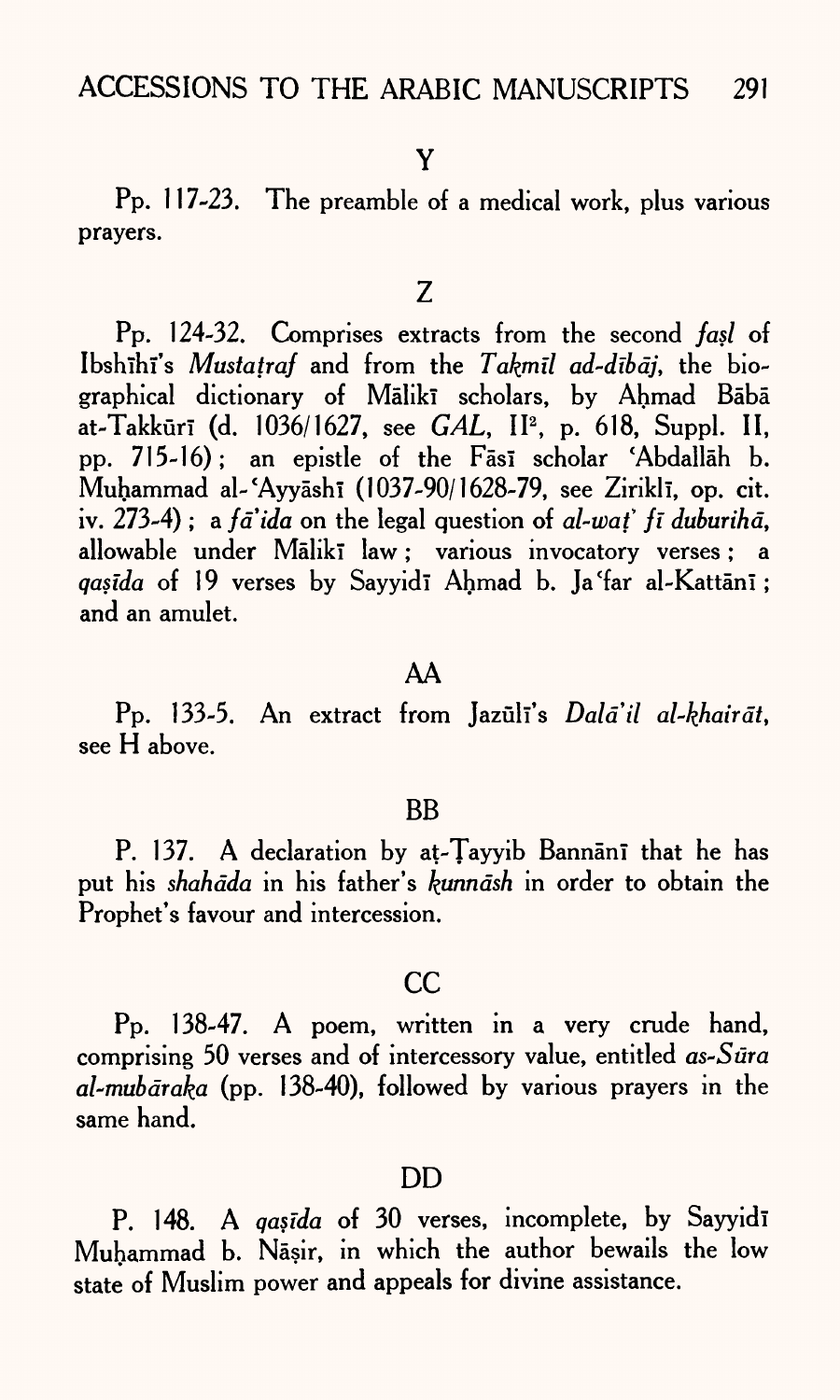## Y

Pp. 117-23. The preamble of a medical work, plus various prayers.

## Z

Pp. 124-32. Comprises extracts from the second *faṣl* of Ibshīhī's *Mustaṭraf* and from the *Takmīl ad-dībāj*, the biographical dictionary of Mālikī scholars, by Aḥmad Bābā at-Takkūrī (d. 1036/1627, see *GAL*, II[2], p. 618, Suppl. II, pp. 715-16); an epistle of the Fāsī scholar ʿAbdallāh b. Muḥammad al-ʿAyyāshī (1037-90/1628-79, see Ziriklī, op. cit. iv. 273-4); a *fā'ida* on the legal question of *al-waṭ' fī duburihā*, allowable under Mālikī law; various invocatory verses; a *qaṣīda* of 19 verses by Sayyidī Aḥmad b. Jaʿfar al-Kattānī; and an amulet.

## AA

Pp. 133-5. An extract from Jazūlī's *Dalā'il al-khairāt*, see H above.

## BB

P. 137. A declaration by aṭ-Ṭayyib Bannānī that he has put his *shahāda* in his father's *kunnāsh* in order to obtain the Prophet's favour and intercession.

## CC

Pp. 138-47. A poem, written in a very crude hand, comprising 50 verses and of intercessory value, entitled *as-Sūra al-mubāraka* (pp. 138-40), followed by various prayers in the same hand.

## DD

P. 148. A *qaṣīda* of 30 verses, incomplete, by Sayyidī Muḥammad b. Nāṣir, in which the author bewails the low state of Muslim power and appeals for divine assistance.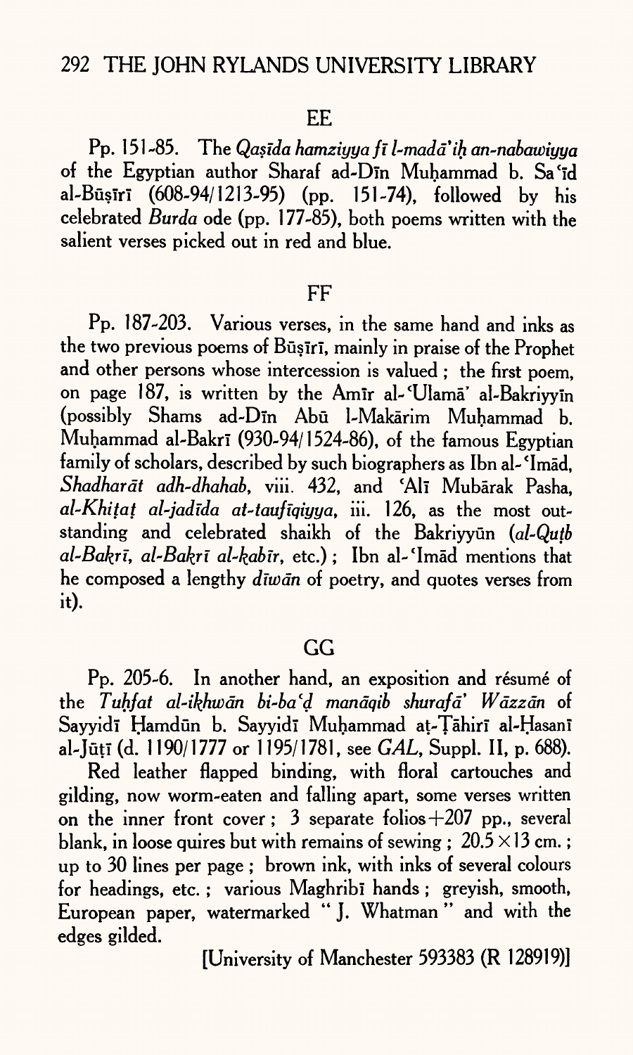## EE

Pp. 151-85. The *Qaṣīda hamziyya fī l-madā'iḥ an-nabawiyya* of the Egyptian author Sharaf ad-Dīn Muḥammad b. Sa'īd al-Būṣīrī (608-94/1213-95) (pp. 151-74), followed by his celebrated *Burda* ode (pp. 177-85), both poems written with the salient verses picked out in red and blue.

## FF

Pp. 187-203. Various verses, in the same hand and inks as the two previous poems of Būṣīrī, mainly in praise of the Prophet and other persons whose intercession is valued; the first poem, on page 187, is written by the Amīr al-'Ulamā' al-Bakriyyīn (possibly Shams ad-Dīn Abū l-Makārim Muḥammad b. Muḥammad al-Bakrī (930-94/1524-86), of the famous Egyptian family of scholars, described by such biographers as Ibn al-'Imād, *Shadharāt adh-dhahab*, viii. 432, and 'Alī Mubārak Pasha, *al-Khiṭaṭ al-jadīda at-taufīqiyya*, iii. 126, as the most outstanding and celebrated shaikh of the Bakriyyūn (*al-Quṭb al-Bakrī, al-Bakrī al-kabīr*, etc.); Ibn al-'Imād mentions that he composed a lengthy *dīwān* of poetry, and quotes verses from it).

## GG

Pp. 205-6. In another hand, an exposition and résumé of the *Tuḥfat al-ikhwān bi-ba'ḍ manāqib shurafā' Wāzzān* of Sayyidī Ḥamdūn b. Sayyidī Muḥammad aṭ-Ṭāhirī al-Ḥasanī al-Jūṭī (d. 1190/1777 or 1195/1781, see *GAL*, Suppl. II, p. 688).

Red leather flapped binding, with floral cartouches and gilding, now worm-eaten and falling apart, some verses written on the inner front cover; 3 separate folios + 207 pp., several blank, in loose quires but with remains of sewing; $20.5 \times 13$ cm.; up to 30 lines per page; brown ink, with inks of several colours for headings, etc.; various Maghribī hands; greyish, smooth, European paper, watermarked "J. Whatman" and with the edges gilded.

[University of Manchester 593383 (R 128919)]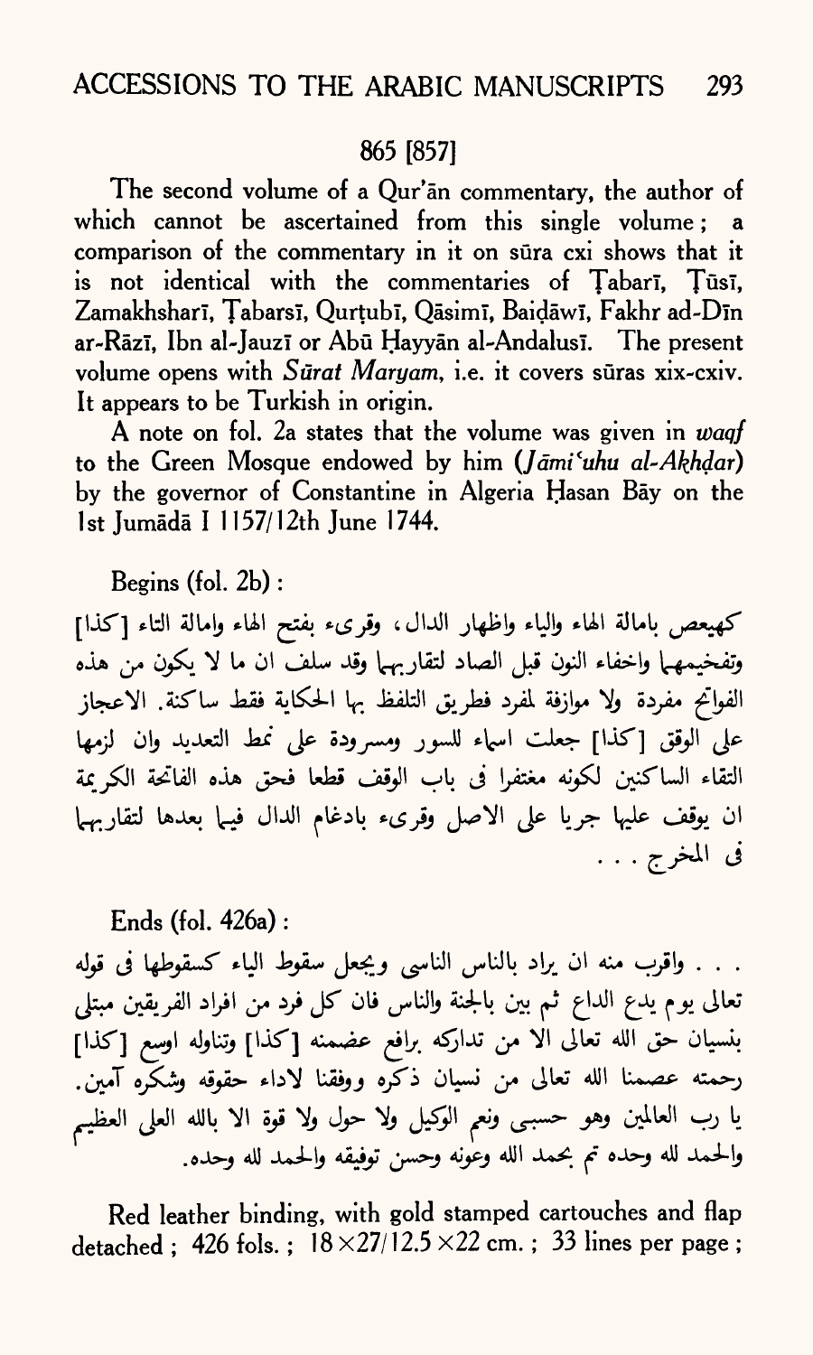## 865 [857]

The second volume of a Qur'ān commentary, the author of which cannot be ascertained from this single volume; a comparison of the commentary in it on sūra cxi shows that it is not identical with the commentaries of Ṭabarī, Ṭūsī, Zamakhsharī, Ṭabarsī, Qurṭubī, Qāsimī, Baiḍāwī, Fakhr ad-Dīn ar-Rāzī, Ibn al-Jauzī or Abū Ḥayyān al-Andalusī. The present volume opens with *Sūrat Maryam*, i.e. it covers sūras xix-cxiv. It appears to be Turkish in origin.

A note on fol. 2a states that the volume was given in *waqf* to the Green Mosque endowed by him (*Jāmi'uhu al-Akhḍar*) by the governor of Constantine in Algeria Ḥasan Bāy on the 1st Jumādā I 1157/12th June 1744.

Begins (fol. 2b):

كهيعص بامالة الهاء والياء واظهار الدال، وقرىء بفتح الهاء وامالة التاء [كذا] وتفخيمهما واخفاء النون قبل الصاد لتقاربهما وقد سلف ان ما لا يكون من هذه الفواتح مفردة ولا موازنة لمفرد فطريق التلفظ بها الحكاية فقط ساكنة. الاعجاز على الوقق [كذا] جعلت اسماء للسور ومسرودة على نمط التعديد وان لزمها التقاء الساكنين لكونه مغتفرا فى باب الوقف قطعا فحق هذه الفاتحة الكريمة ان يوقف عليها جريا على الاصل وقرىء بادغام الدال فيما بعدها لتقاربهما فى المخرج . . .

Ends (fol. 426a):

. . . واقرب منه ان يراد بالناس الناسى ويجعل سقوط الياء كسقوطها فى قوله تعالى يوم يدع الداع ثم بين بالجنة والناس فان كل فرد من افراد الفريقين مبتلى بنسيان حق الله تعالى الا من تداركه برافع عضمنه [كذا] وتناوله اوسع [كذا] رحمته عصمنا الله تعالى من نسيان ذكره ووفقنا لاداء حقوقه وشكره آمين. يا رب العالمين وهو حسبى ونعم الوكيل ولا حول ولا قوة الا بالله العلى العظيم والحمد لله وحده تم بحمد الله وعونه وحسن توفيقه والحمد لله وحده.

Red leather binding, with gold stamped cartouches and flap detached; 426 fols.; 18×27/12.5×22 cm.; 33 lines per page;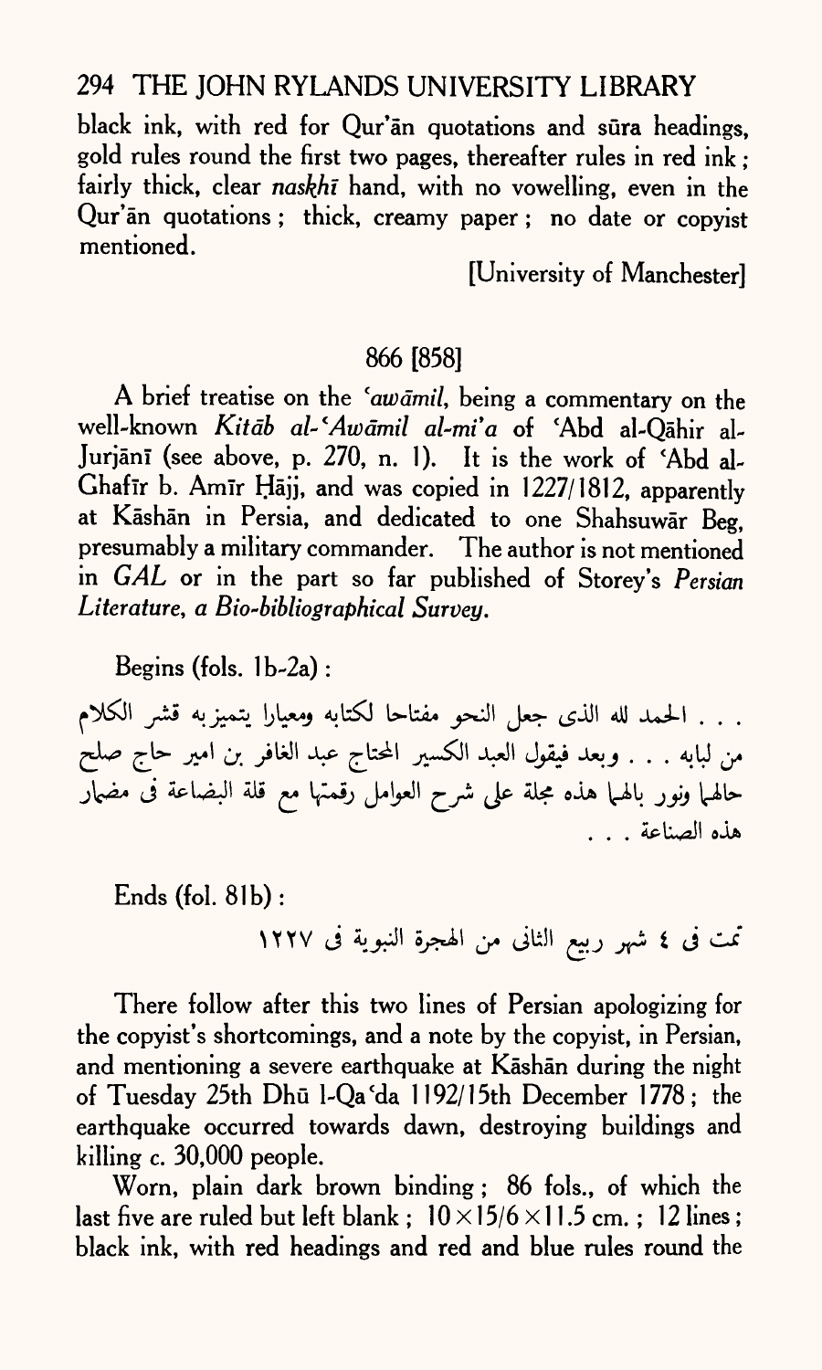black ink, with red for Qur'ān quotations and sūra headings, gold rules round the first two pages, thereafter rules in red ink; fairly thick, clear *naskhī* hand, with no vowelling, even in the Qur'ān quotations; thick, creamy paper; no date or copyist mentioned.

[University of Manchester]

## 866 [858]

A brief treatise on the *'awāmil*, being a commentary on the well-known *Kitāb al-'Awāmil al-mi'a* of 'Abd al-Qāhir al-Jurjānī (see above, p. 270, n. 1). It is the work of 'Abd al-Ghafīr b. Amīr Ḥājj, and was copied in 1227/1812, apparently at Kāshān in Persia, and dedicated to one Shahsuwār Beg, presumably a military commander. The author is not mentioned in *GAL* or in the part so far published of Storey's *Persian Literature, a Bio-bibliographical Survey*.

Begins (fols. 1b-2a):

. . . الحمد لله الذى جعل النحو مفتاحا لكتابه ومعيارا يتميز به قشر الكلام من لبابه . . . وبعد فيقول العبد الكسير المحتاج عبد الغافر بن امير حاج صلح حالها ونور بالها هذه مجلة على شرح العوامل رقمتها مع قلة البضاعة فى مضمار هذه الصناعة . . .

Ends (fol. 81b):

تمت فى ٤ شهر ربيع الثانى من الهجرة النبوية فى ١٢٢٧

There follow after this two lines of Persian apologizing for the copyist's shortcomings, and a note by the copyist, in Persian, and mentioning a severe earthquake at Kāshān during the night of Tuesday 25th Dhū l-Qa'da 1192/15th December 1778; the earthquake occurred towards dawn, destroying buildings and killing c. 30,000 people.

Worn, plain dark brown binding; 86 fols., of which the last five are ruled but left blank; $10 \times 15/6 \times 11.5$ cm.; 12 lines; black ink, with red headings and red and blue rules round the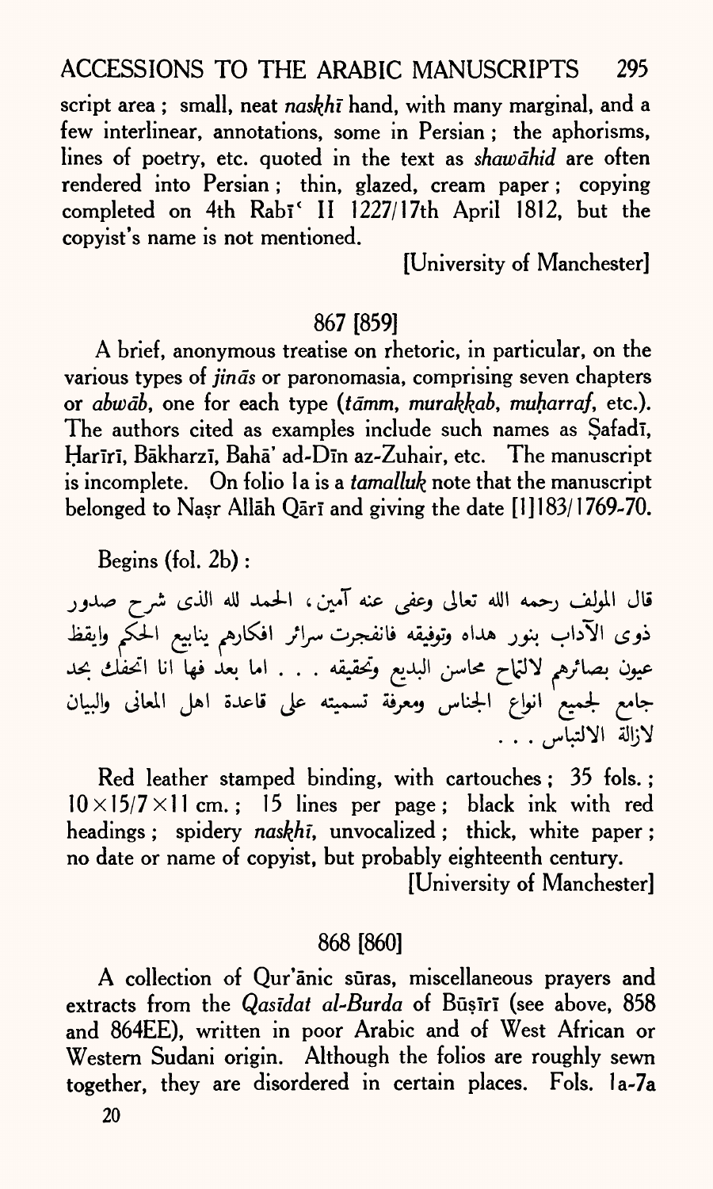script area ; small, neat *naskhī* hand, with many marginal, and a few interlinear, annotations, some in Persian ; the aphorisms, lines of poetry, etc. quoted in the text as *shawāhid* are often rendered into Persian ; thin, glazed, cream paper ; copying completed on 4th Rabīʿ II 1227/17th April 1812, but the copyist's name is not mentioned.

[University of Manchester]

## 867 [859]

A brief, anonymous treatise on rhetoric, in particular, on the various types of *jinās* or paronomasia, comprising seven chapters or *abwāb*, one for each type (*tāmm*, *murakkab*, *muḥarraf*, etc.). The authors cited as examples include such names as Ṣafadī, Ḥarīrī, Bākharzī, Bahā' ad-Dīn az-Zuhair, etc. The manuscript is incomplete. On folio 1a is a *tamalluk* note that the manuscript belonged to Naṣr Allāh Qārī and giving the date [1]183/1769-70.

Begins (fol. 2b) :

قال المؤلف رحمه الله تعالى وعفى عنه آمين، الحمد لله الذى شرح صدور ذوى الآداب بنور هداه وتوفيقه فانفجرت سرائر افكارهم ينابيع الحكم وايقظ عيون بصائرهم لالتماح محاسن البديع وتحقيقه . . . اما بعد فها انا اتحفك بحد جامع لجميع انواع الجناس ومعرفة تسميته على قاعدة اهل المعانى والبيان لازالة الالتباس . . .

Red leather stamped binding, with cartouches ; 35 fols. ; 10×15/7×11 cm. ; 15 lines per page ; black ink with red headings ; spidery *naskhī*, unvocalized ; thick, white paper ; no date or name of copyist, but probably eighteenth century.

[University of Manchester]

## 868 [860]

A collection of Qur'ānic sūras, miscellaneous prayers and extracts from the *Qasīdat al-Burda* of Būṣīrī (see above, 858 and 864EE), written in poor Arabic and of West African or Western Sudani origin. Although the folios are roughly sewn together, they are disordered in certain places. Fols. 1a-7a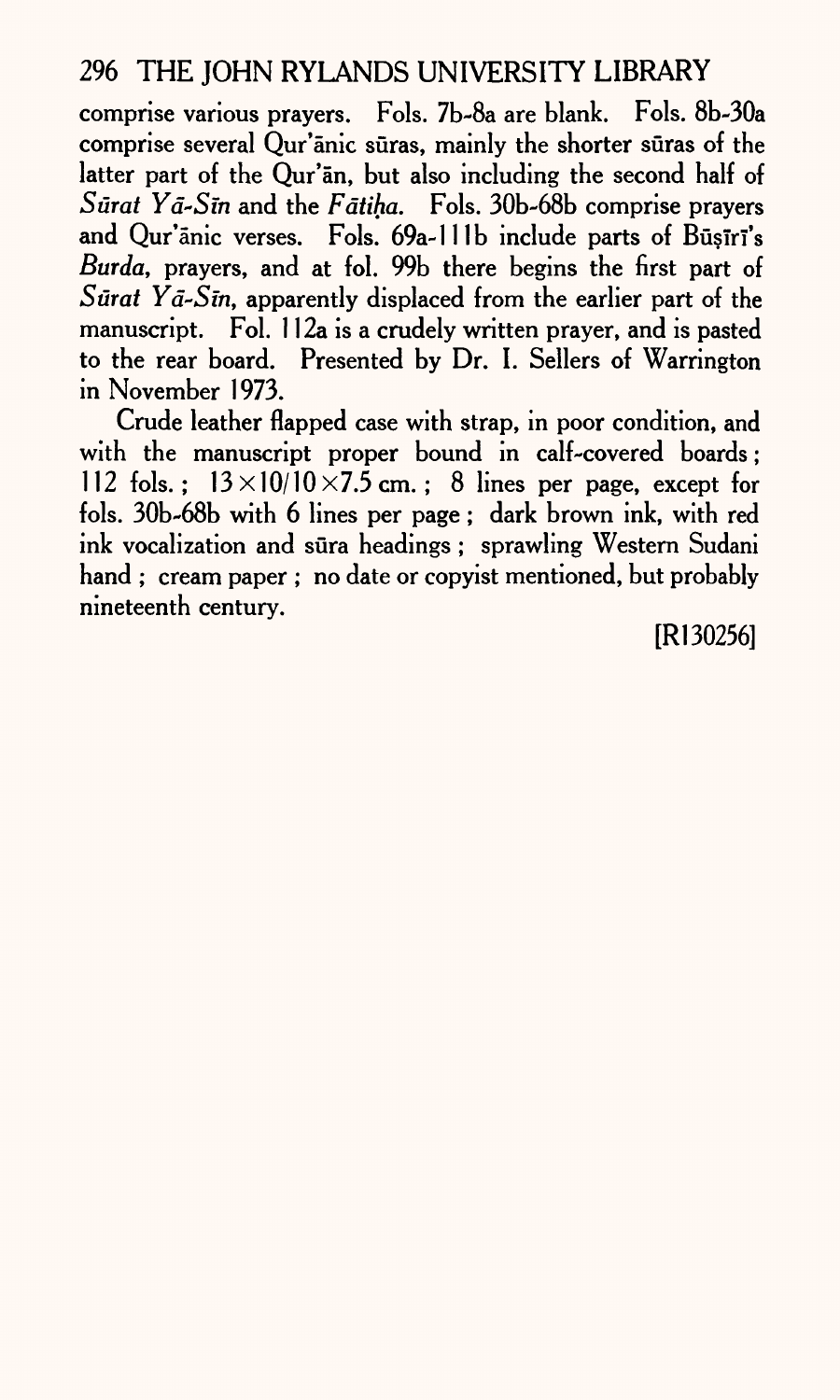comprise various prayers. Fols. 7b-8a are blank. Fols. 8b-30a comprise several Qur'ānic sūras, mainly the shorter sūras of the latter part of the Qur'ān, but also including the second half of *Sūrat Yā-Sīn* and the *Fātiḥa*. Fols. 30b-68b comprise prayers and Qur'ānic verses. Fols. 69a-111b include parts of Būṣīrī's *Burda*, prayers, and at fol. 99b there begins the first part of *Sūrat Yā-Sīn*, apparently displaced from the earlier part of the manuscript. Fol. 112a is a crudely written prayer, and is pasted to the rear board. Presented by Dr. I. Sellers of Warrington in November 1973.

Crude leather flapped case with strap, in poor condition, and with the manuscript proper bound in calf-covered boards; 112 fols.; $13 \times 10/10 \times 7.5$ cm.; 8 lines per page, except for fols. 30b-68b with 6 lines per page; dark brown ink, with red ink vocalization and sūra headings; sprawling Western Sudani hand; cream paper; no date or copyist mentioned, but probably nineteenth century.

[R130256]